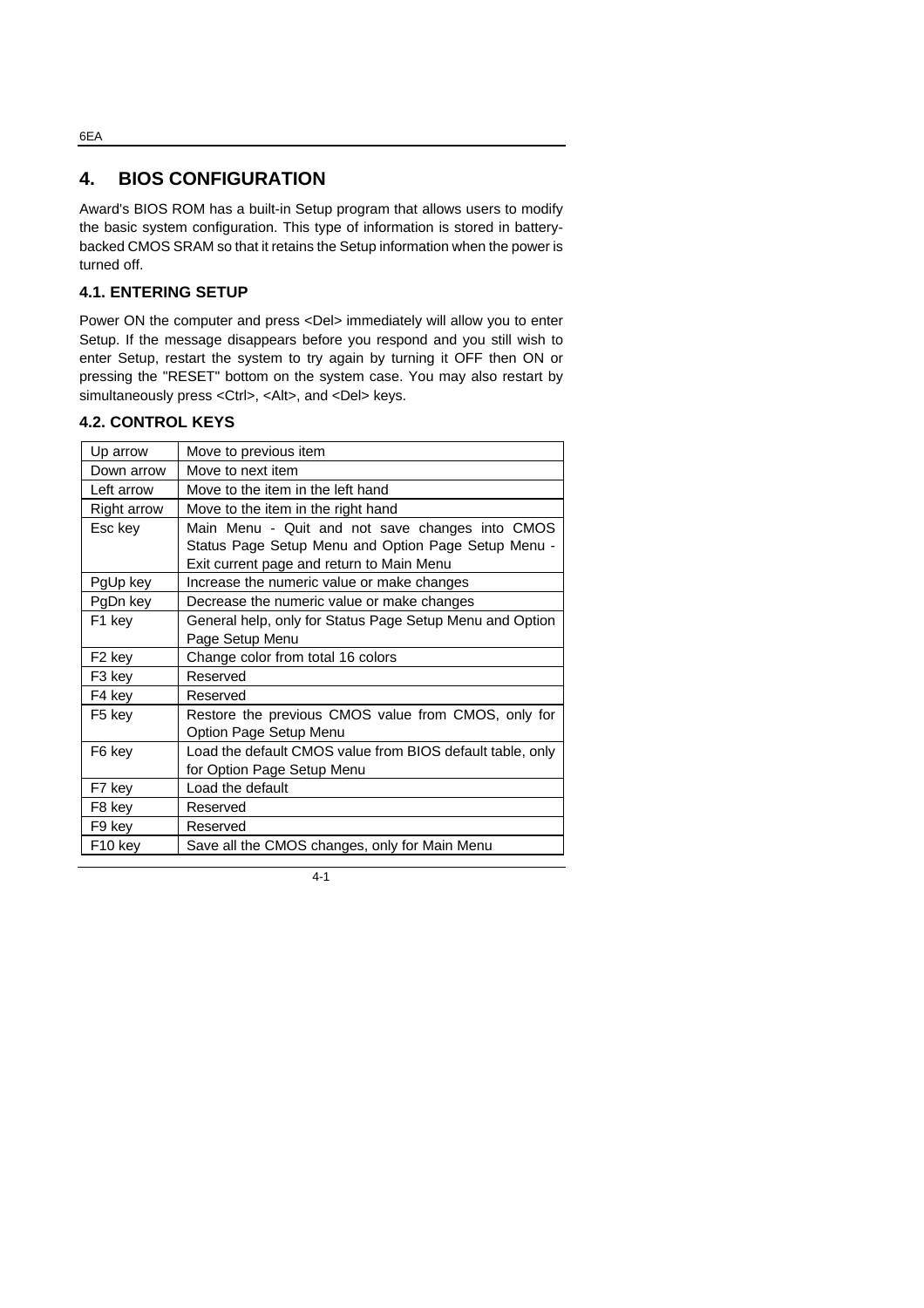# 4. BIOS CONFIGURATION

Award's BIOS ROM has a built-in Setup program that allows users to modify the basic system configuration. This type of information is stored in battery-backed CMOS SRAM so that it retains the Setup information when the power is turned off.

## 4.1. ENTERING SETUP

Power ON the computer and press <Del> immediately will allow you to enter Setup. If the message disappears before you respond and you still wish to enter Setup, restart the system to try again by turning it OFF then ON or pressing the "RESET" bottom on the system case. You may also restart by simultaneously press <Ctrl>, <Alt>, and <Del> keys.

## 4.2. CONTROL KEYS

| Key | Function |
|---|---|
| Up arrow | Move to previous item |
| Down arrow | Move to next item |
| Left arrow | Move to the item in the left hand |
| Right arrow | Move to the item in the right hand |
| Esc key | Main Menu - Quit and not save changes into CMOS Status Page Setup Menu and Option Page Setup Menu - Exit current page and return to Main Menu |
| PgUp key | Increase the numeric value or make changes |
| PgDn key | Decrease the numeric value or make changes |
| F1 key | General help, only for Status Page Setup Menu and Option Page Setup Menu |
| F2 key | Change color from total 16 colors |
| F3 key | Reserved |
| F4 key | Reserved |
| F5 key | Restore the previous CMOS value from CMOS, only for Option Page Setup Menu |
| F6 key | Load the default CMOS value from BIOS default table, only for Option Page Setup Menu |
| F7 key | Load the default |
| F8 key | Reserved |
| F9 key | Reserved |
| F10 key | Save all the CMOS changes, only for Main Menu |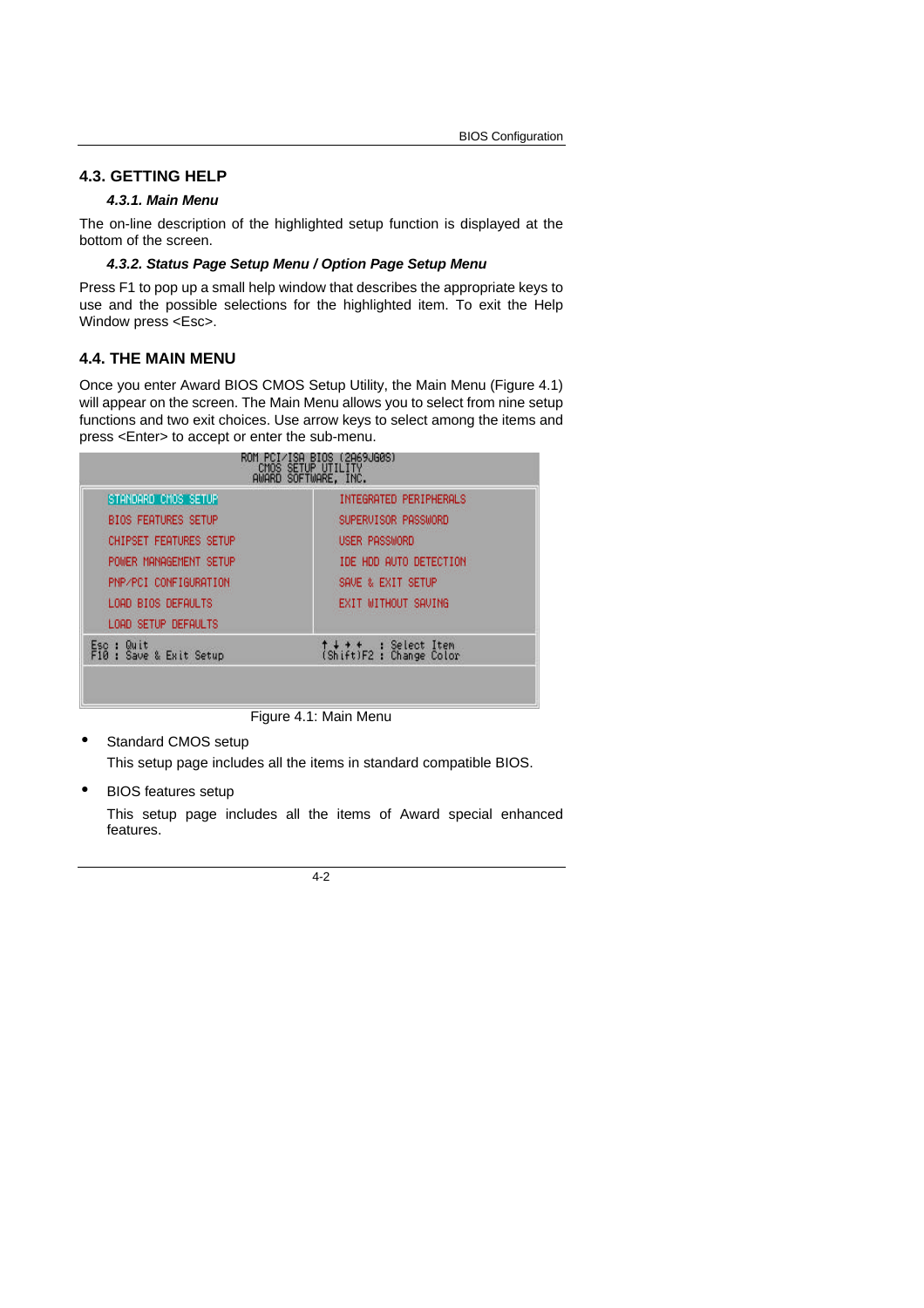## 4.3. GETTING HELP

### *4.3.1. Main Menu*

The on-line description of the highlighted setup function is displayed at the bottom of the screen.

### *4.3.2. Status Page Setup Menu / Option Page Setup Menu*

Press F1 to pop up a small help window that describes the appropriate keys to use and the possible selections for the highlighted item. To exit the Help Window press <Esc>.

## 4.4. THE MAIN MENU

Once you enter Award BIOS CMOS Setup Utility, the Main Menu (Figure 4.1) will appear on the screen. The Main Menu allows you to select from nine setup functions and two exit choices. Use arrow keys to select among the items and press <Enter> to accept or enter the sub-menu.

```
                ROM PCI/ISA BIOS (2A69JG0S)
                   CMOS SETUP UTILITY
                  AWARD SOFTWARE, INC.

 STANDARD CMOS SETUP            INTEGRATED PERIPHERALS
 BIOS FEATURES SETUP            SUPERVISOR PASSWORD
 CHIPSET FEATURES SETUP         USER PASSWORD
 POWER MANAGEMENT SETUP         IDE HDD AUTO DETECTION
 PNP/PCI CONFIGURATION          SAVE & EXIT SETUP
 LOAD BIOS DEFAULTS             EXIT WITHOUT SAVING
 LOAD SETUP DEFAULTS

 Esc : Quit                     ↑ ↓ → ←   : Select Item
 F10 : Save & Exit Setup        (Shift)F2 : Change Color
```

Figure 4.1: Main Menu

- Standard CMOS setup

  This setup page includes all the items in standard compatible BIOS.

- BIOS features setup

  This setup page includes all the items of Award special enhanced features.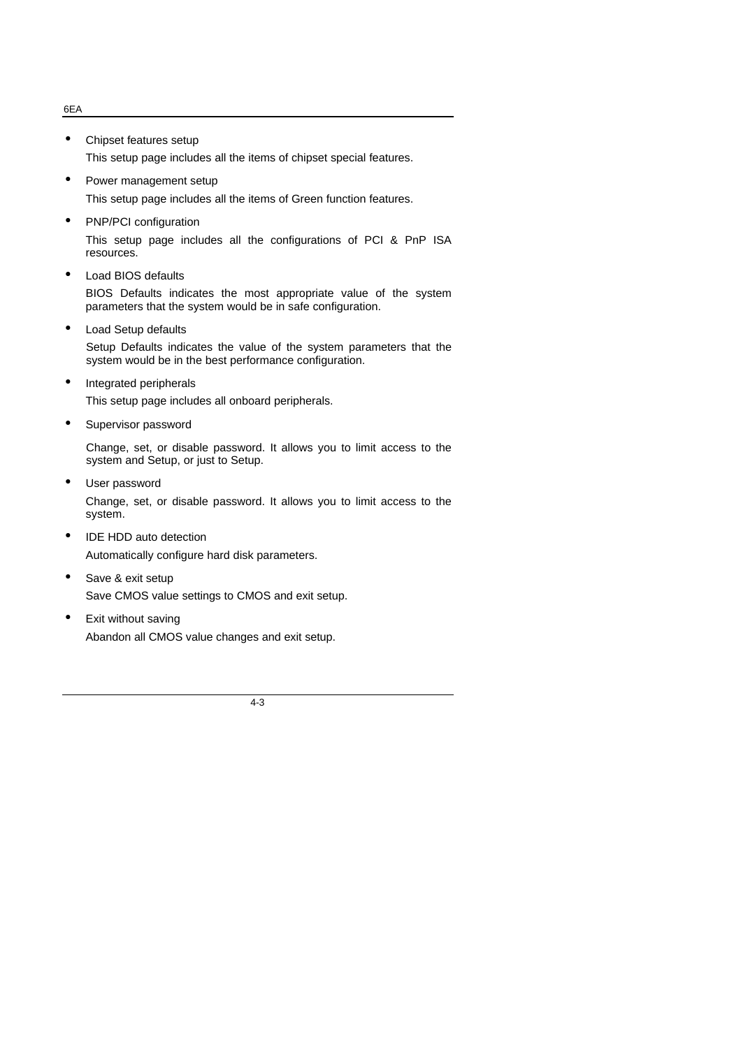- Chipset features setup

  This setup page includes all the items of chipset special features.

- Power management setup

  This setup page includes all the items of Green function features.

- PNP/PCI configuration

  This setup page includes all the configurations of PCI & PnP ISA resources.

- Load BIOS defaults

  BIOS Defaults indicates the most appropriate value of the system parameters that the system would be in safe configuration.

- Load Setup defaults

  Setup Defaults indicates the value of the system parameters that the system would be in the best performance configuration.

- Integrated peripherals

  This setup page includes all onboard peripherals.

- Supervisor password

  Change, set, or disable password. It allows you to limit access to the system and Setup, or just to Setup.

- User password

  Change, set, or disable password. It allows you to limit access to the system.

- IDE HDD auto detection

  Automatically configure hard disk parameters.

- Save & exit setup

  Save CMOS value settings to CMOS and exit setup.

- Exit without saving

  Abandon all CMOS value changes and exit setup.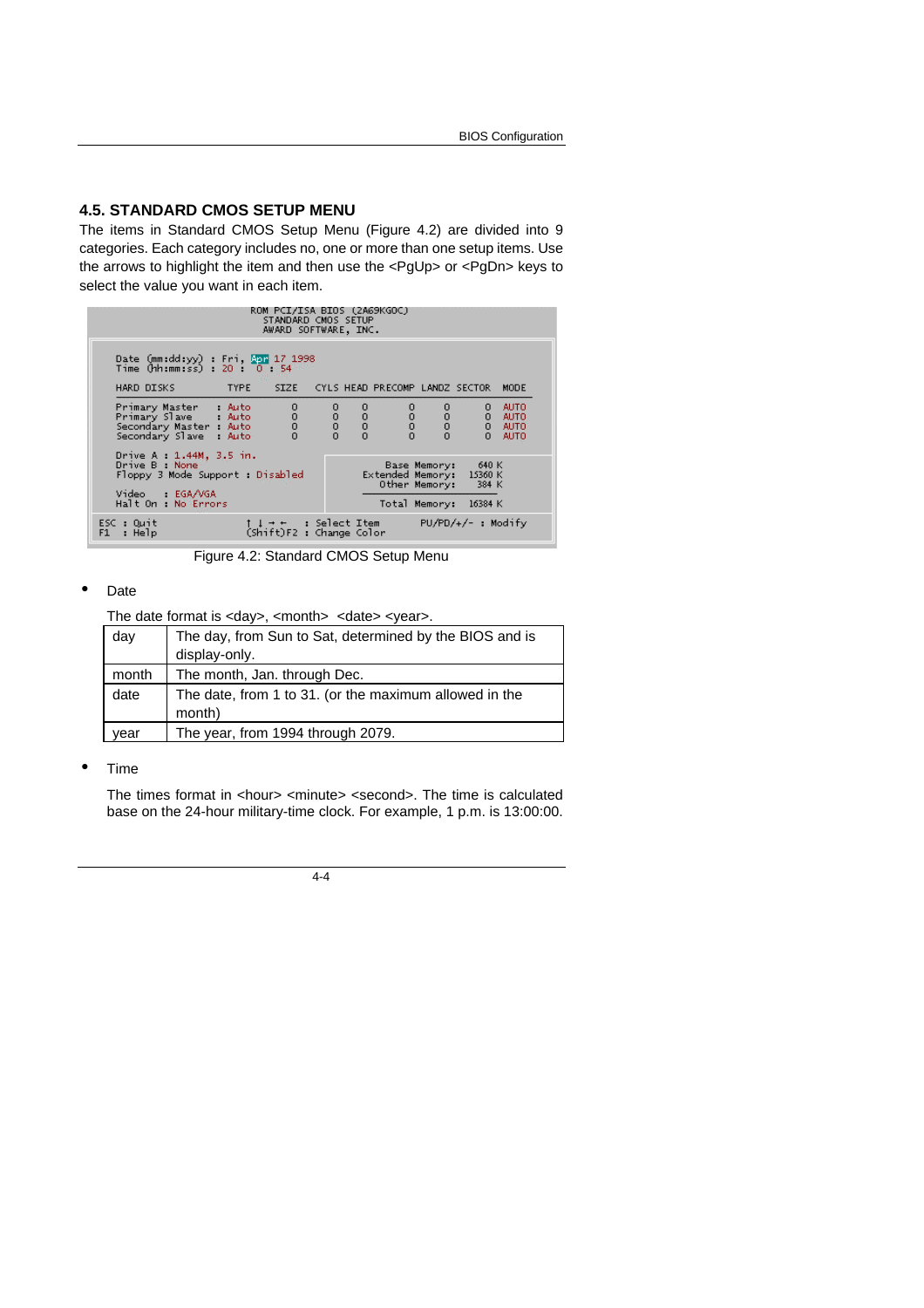## 4.5. STANDARD CMOS SETUP MENU

The items in Standard CMOS Setup Menu (Figure 4.2) are divided into 9 categories. Each category includes no, one or more than one setup items. Use the arrows to highlight the item and then use the <PgUp> or <PgDn> keys to select the value you want in each item.

```
                    ROM PCI/ISA BIOS (2A69KG0C)
                       STANDARD CMOS SETUP
                       AWARD SOFTWARE, INC.

 Date (mm:dd:yy) : Fri, Apr 17 1998
 Time (hh:mm:ss) : 20 :  0 : 54

 HARD DISKS          TYPE    SIZE   CYLS HEAD PRECOMP LANDZ SECTOR  MODE

 Primary Master    : Auto     0      0    0      0      0      0    AUTO
 Primary Slave     : Auto     0      0    0      0      0      0    AUTO
 Secondary Master  : Auto     0      0    0      0      0      0    AUTO
 Secondary Slave   : Auto     0      0    0      0      0      0    AUTO

 Drive A : 1.44M, 3.5 in.
 Drive B : None                              Base Memory:     640 K
 Floppy 3 Mode Support : Disabled        Extended Memory:   15360 K
                                            Other Memory:     384 K
 Video    : EGA/VGA
 Halt On  : No Errors                       Total Memory:   16384 K

 ESC : Quit                 ↑ ↓ → ←   : Select Item     PU/PD/+/- : Modify
 F1  : Help                 (Shift)F2 : Change Color
```

Figure 4.2: Standard CMOS Setup Menu

- Date

  The date format is <day>, <month> <date> <year>.

| day | The day, from Sun to Sat, determined by the BIOS and is display-only. |
|---|---|
| month | The month, Jan. through Dec. |
| date | The date, from 1 to 31. (or the maximum allowed in the month) |
| year | The year, from 1994 through 2079. |

- Time

  The times format in <hour> <minute> <second>. The time is calculated base on the 24-hour military-time clock. For example, 1 p.m. is 13:00:00.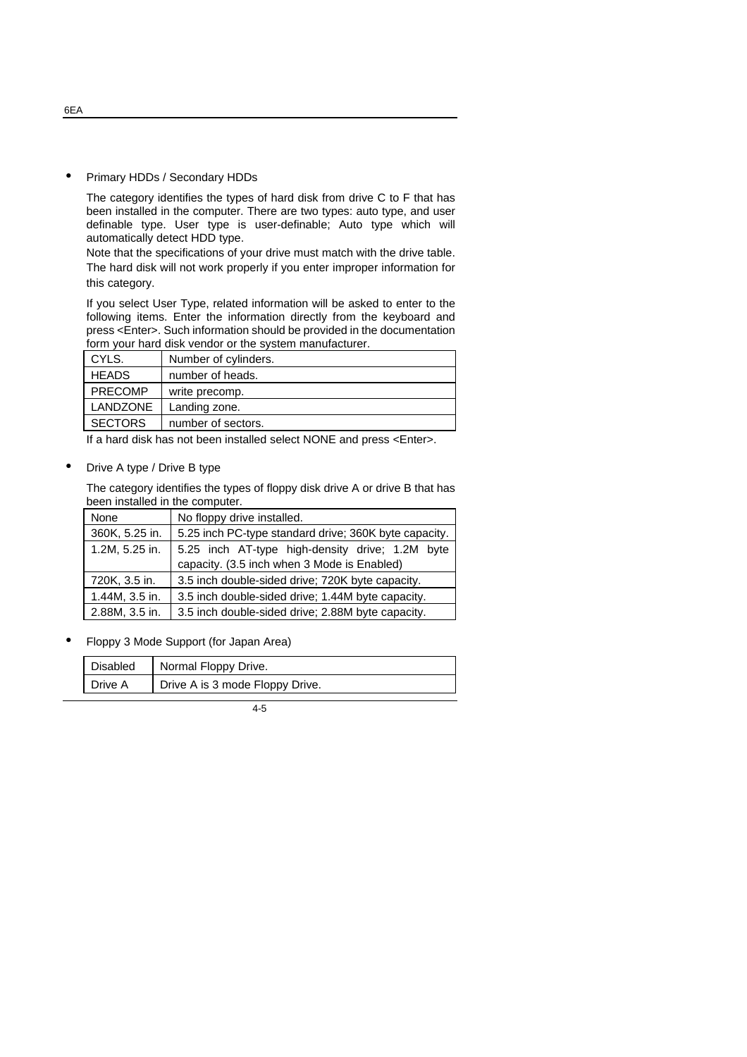- Primary HDDs / Secondary HDDs

The category identifies the types of hard disk from drive C to F that has been installed in the computer. There are two types: auto type, and user definable type. User type is user-definable; Auto type which will automatically detect HDD type.

Note that the specifications of your drive must match with the drive table. The hard disk will not work properly if you enter improper information for this category.

If you select User Type, related information will be asked to enter to the following items. Enter the information directly from the keyboard and press <Enter>. Such information should be provided in the documentation form your hard disk vendor or the system manufacturer.

| CYLS. | Number of cylinders. |
|---|---|
| HEADS | number of heads. |
| PRECOMP | write precomp. |
| LANDZONE | Landing zone. |
| SECTORS | number of sectors. |

If a hard disk has not been installed select NONE and press <Enter>.

- Drive A type / Drive B type

The category identifies the types of floppy disk drive A or drive B that has been installed in the computer.

| None | No floppy drive installed. |
|---|---|
| 360K, 5.25 in. | 5.25 inch PC-type standard drive; 360K byte capacity. |
| 1.2M, 5.25 in. | 5.25 inch AT-type high-density drive; 1.2M byte capacity. (3.5 inch when 3 Mode is Enabled) |
| 720K, 3.5 in. | 3.5 inch double-sided drive; 720K byte capacity. |
| 1.44M, 3.5 in. | 3.5 inch double-sided drive; 1.44M byte capacity. |
| 2.88M, 3.5 in. | 3.5 inch double-sided drive; 2.88M byte capacity. |

- Floppy 3 Mode Support (for Japan Area)

| Disabled | Normal Floppy Drive. |
|---|---|
| Drive A | Drive A is 3 mode Floppy Drive. |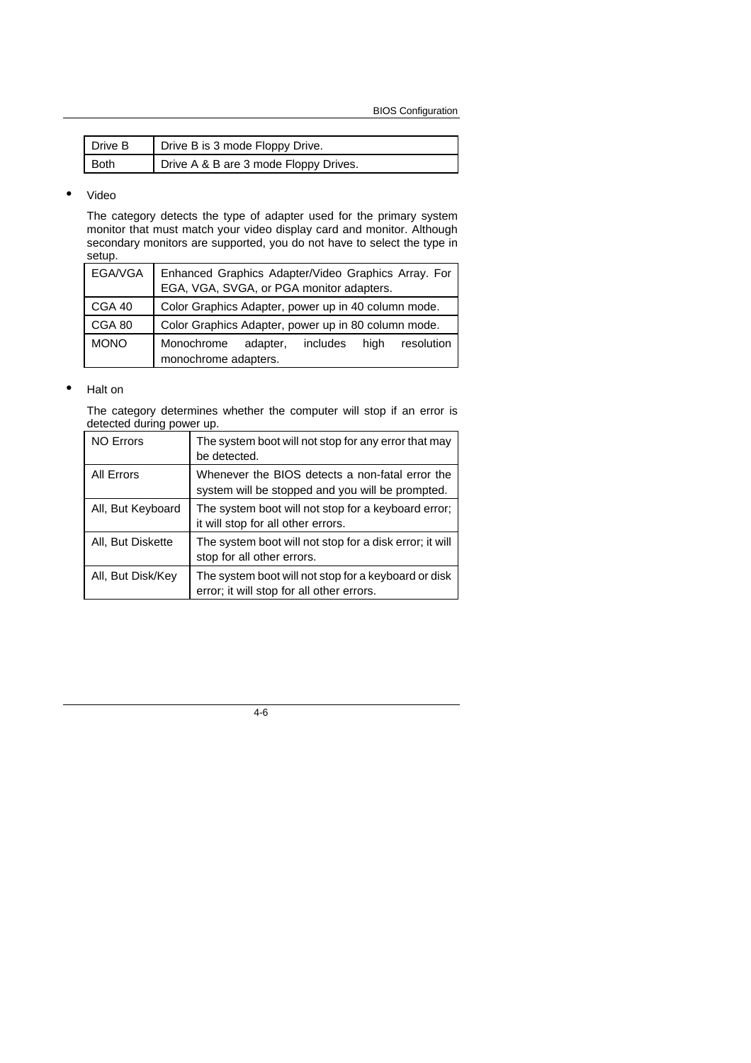| Drive B | Drive B is 3 mode Floppy Drive. |
|---|---|
| Both | Drive A & B are 3 mode Floppy Drives. |

- Video

  The category detects the type of adapter used for the primary system monitor that must match your video display card and monitor. Although secondary monitors are supported, you do not have to select the type in setup.

| EGA/VGA | Enhanced Graphics Adapter/Video Graphics Array. For EGA, VGA, SVGA, or PGA monitor adapters. |
|---|---|
| CGA 40 | Color Graphics Adapter, power up in 40 column mode. |
| CGA 80 | Color Graphics Adapter, power up in 80 column mode. |
| MONO | Monochrome adapter, includes high resolution monochrome adapters. |

- Halt on

  The category determines whether the computer will stop if an error is detected during power up.

| NO Errors | The system boot will not stop for any error that may be detected. |
|---|---|
| All Errors | Whenever the BIOS detects a non-fatal error the system will be stopped and you will be prompted. |
| All, But Keyboard | The system boot will not stop for a keyboard error; it will stop for all other errors. |
| All, But Diskette | The system boot will not stop for a disk error; it will stop for all other errors. |
| All, But Disk/Key | The system boot will not stop for a keyboard or disk error; it will stop for all other errors. |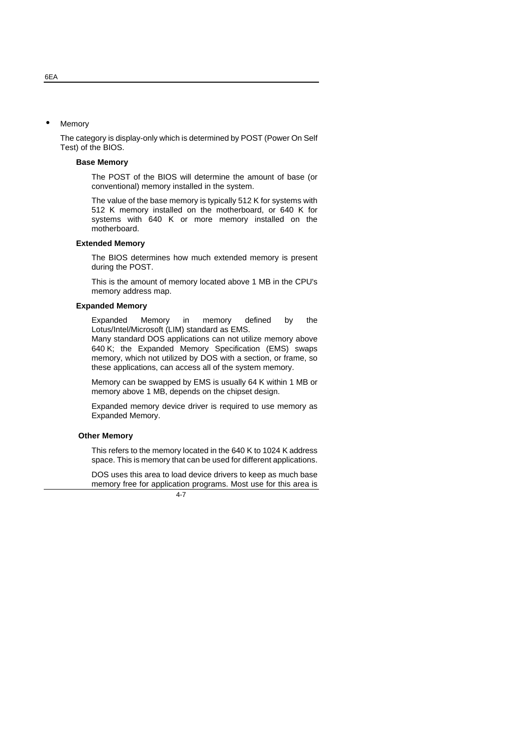- Memory

The category is display-only which is determined by POST (Power On Self Test) of the BIOS.

**Base Memory**

The POST of the BIOS will determine the amount of base (or conventional) memory installed in the system.

The value of the base memory is typically 512 K for systems with 512 K memory installed on the motherboard, or 640 K for systems with 640 K or more memory installed on the motherboard.

**Extended Memory**

The BIOS determines how much extended memory is present during the POST.

This is the amount of memory located above 1 MB in the CPU's memory address map.

**Expanded Memory**

Expanded Memory in memory defined by the Lotus/Intel/Microsoft (LIM) standard as EMS.
Many standard DOS applications can not utilize memory above 640 K; the Expanded Memory Specification (EMS) swaps memory, which not utilized by DOS with a section, or frame, so these applications, can access all of the system memory.

Memory can be swapped by EMS is usually 64 K within 1 MB or memory above 1 MB, depends on the chipset design.

Expanded memory device driver is required to use memory as Expanded Memory.

**Other Memory**

This refers to the memory located in the 640 K to 1024 K address space. This is memory that can be used for different applications.

DOS uses this area to load device drivers to keep as much base memory free for application programs. Most use for this area is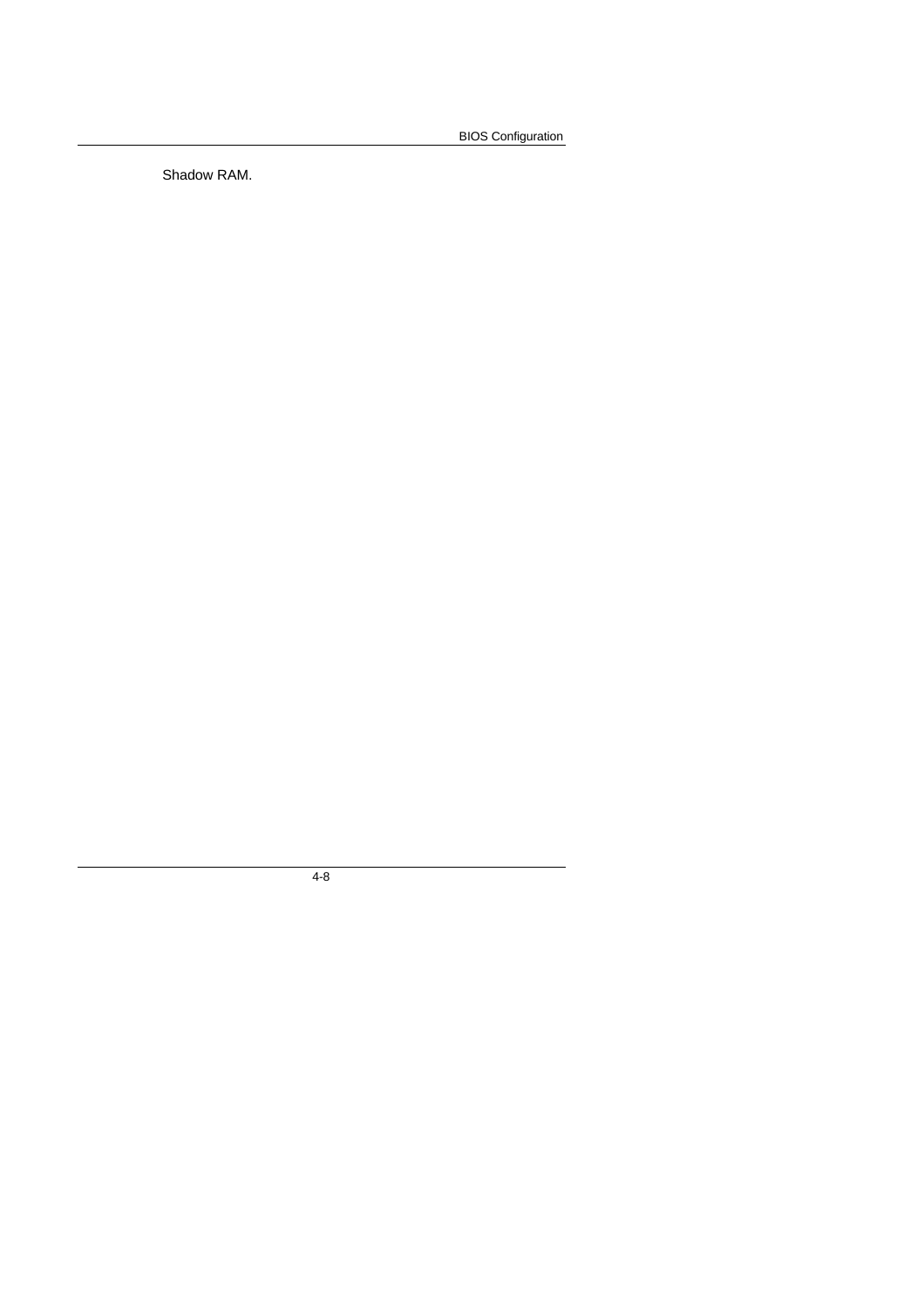Shadow RAM.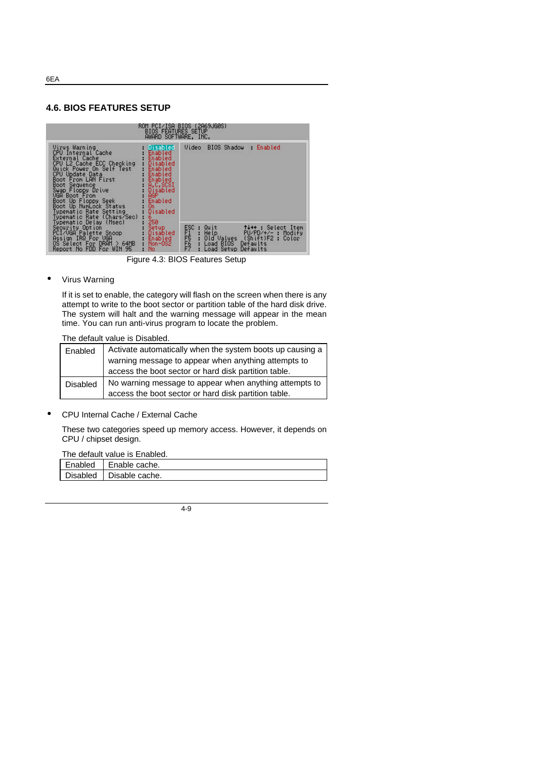## 4.6. BIOS FEATURES SETUP

```
ROM PCI/ISA BIOS (2A69JG0S)
BIOS FEATURES SETUP
AWARD SOFTWARE, INC.

Virus Warning              : Disabled     Video  BIOS Shadow  : Enabled
CPU Internal Cache         : Enabled
External Cache             : Enabled
CPU L2 Cache ECC Checking  : Disabled
Quick Power On Self Test   : Enabled
CPU Update Data            : Enabled
Boot From LAN First        : Enabled
Boot Sequence              : A,C,SCSI
Swap Floppy Drive          : Disabled
VGA Boot From              : AGP
Boot Up Floppy Seek        : Enabled
Boot Up NumLock Status     : On
Typematic Rate Setting     : Disabled
Typematic Rate (Chars/Sec) : 6
Typematic Delay (Msec)     : 250
Security Option            : Setup        ESC : Quit       ↑↓→← : Select Item
PCI/VGA Palette Snoop      : Disabled     F1  : Help       PU/PD/+/- : Modify
Assign IRQ For VGA         : Enabled      F5  : Old Values  (Shift)F2 : Color
OS Select For DRAM > 64MB  : Non-OS2      F6  : Load BIOS  Defaults
Report No FDD For WIN 95   : No           F7  : Load Setup Defaults
```

Figure 4.3: BIOS Features Setup

- Virus Warning

  If it is set to enable, the category will flash on the screen when there is any attempt to write to the boot sector or partition table of the hard disk drive. The system will halt and the warning message will appear in the mean time. You can run anti-virus program to locate the problem.

  The default value is Disabled.

| | |
|---|---|
| Enabled | Activate automatically when the system boots up causing a warning message to appear when anything attempts to access the boot sector or hard disk partition table. |
| Disabled | No warning message to appear when anything attempts to access the boot sector or hard disk partition table. |

- CPU Internal Cache / External Cache

  These two categories speed up memory access. However, it depends on CPU / chipset design.

  The default value is Enabled.

| | |
|---|---|
| Enabled | Enable cache. |
| Disabled | Disable cache. |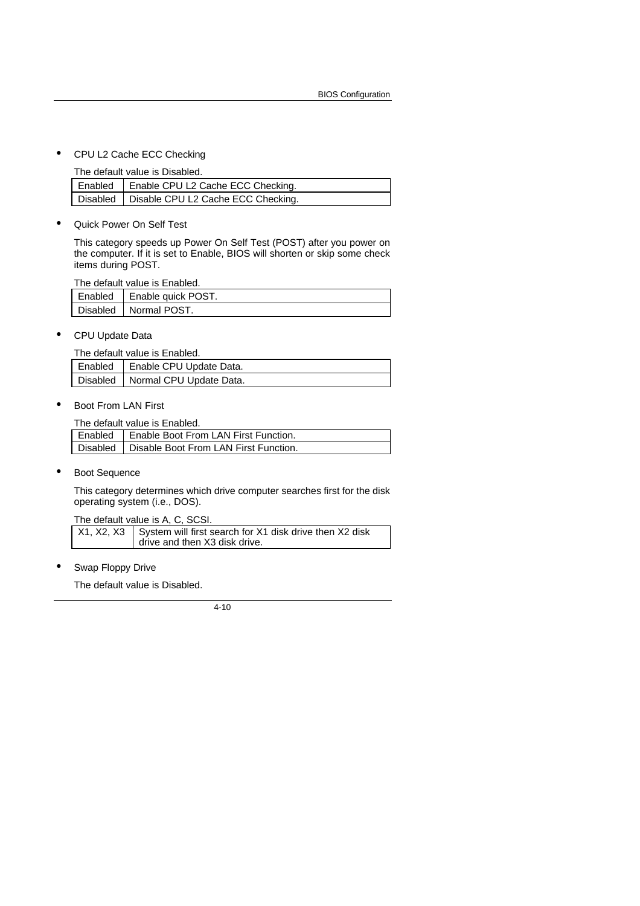- CPU L2 Cache ECC Checking

  The default value is Disabled.

| Enabled | Enable CPU L2 Cache ECC Checking. |
|---|---|
| Disabled | Disable CPU L2 Cache ECC Checking. |

- Quick Power On Self Test

  This category speeds up Power On Self Test (POST) after you power on the computer. If it is set to Enable, BIOS will shorten or skip some check items during POST.

  The default value is Enabled.

| Enabled | Enable quick POST. |
|---|---|
| Disabled | Normal POST. |

- CPU Update Data

  The default value is Enabled.

| Enabled | Enable CPU Update Data. |
|---|---|
| Disabled | Normal CPU Update Data. |

- Boot From LAN First

  The default value is Enabled.

| Enabled | Enable Boot From LAN First Function. |
|---|---|
| Disabled | Disable Boot From LAN First Function. |

- Boot Sequence

  This category determines which drive computer searches first for the disk operating system (i.e., DOS).

  The default value is A, C, SCSI.

| X1, X2, X3 | System will first search for X1 disk drive then X2 disk drive and then X3 disk drive. |
|---|---|

- Swap Floppy Drive

  The default value is Disabled.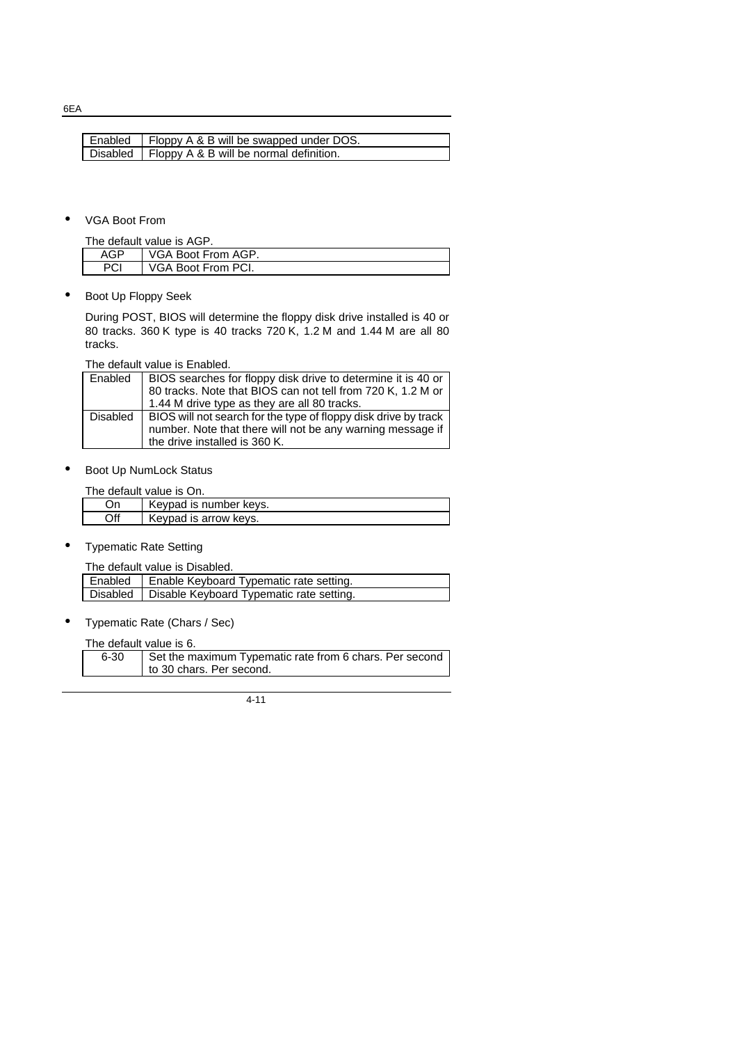| Enabled | Floppy A & B will be swapped under DOS. |
|---|---|
| Disabled | Floppy A & B will be normal definition. |

- VGA Boot From

The default value is AGP.

| AGP | VGA Boot From AGP. |
|---|---|
| PCI | VGA Boot From PCI. |

- Boot Up Floppy Seek

During POST, BIOS will determine the floppy disk drive installed is 40 or 80 tracks. 360 K type is 40 tracks 720 K, 1.2 M and 1.44 M are all 80 tracks.

The default value is Enabled.

| Enabled | BIOS searches for floppy disk drive to determine it is 40 or 80 tracks. Note that BIOS can not tell from 720 K, 1.2 M or 1.44 M drive type as they are all 80 tracks. |
|---|---|
| Disabled | BIOS will not search for the type of floppy disk drive by track number. Note that there will not be any warning message if the drive installed is 360 K. |

- Boot Up NumLock Status

The default value is On.

| On | Keypad is number keys. |
|---|---|
| Off | Keypad is arrow keys. |

- Typematic Rate Setting

The default value is Disabled.

| Enabled | Enable Keyboard Typematic rate setting. |
|---|---|
| Disabled | Disable Keyboard Typematic rate setting. |

- Typematic Rate (Chars / Sec)

The default value is 6.

| 6-30 | Set the maximum Typematic rate from 6 chars. Per second to 30 chars. Per second. |
|---|---|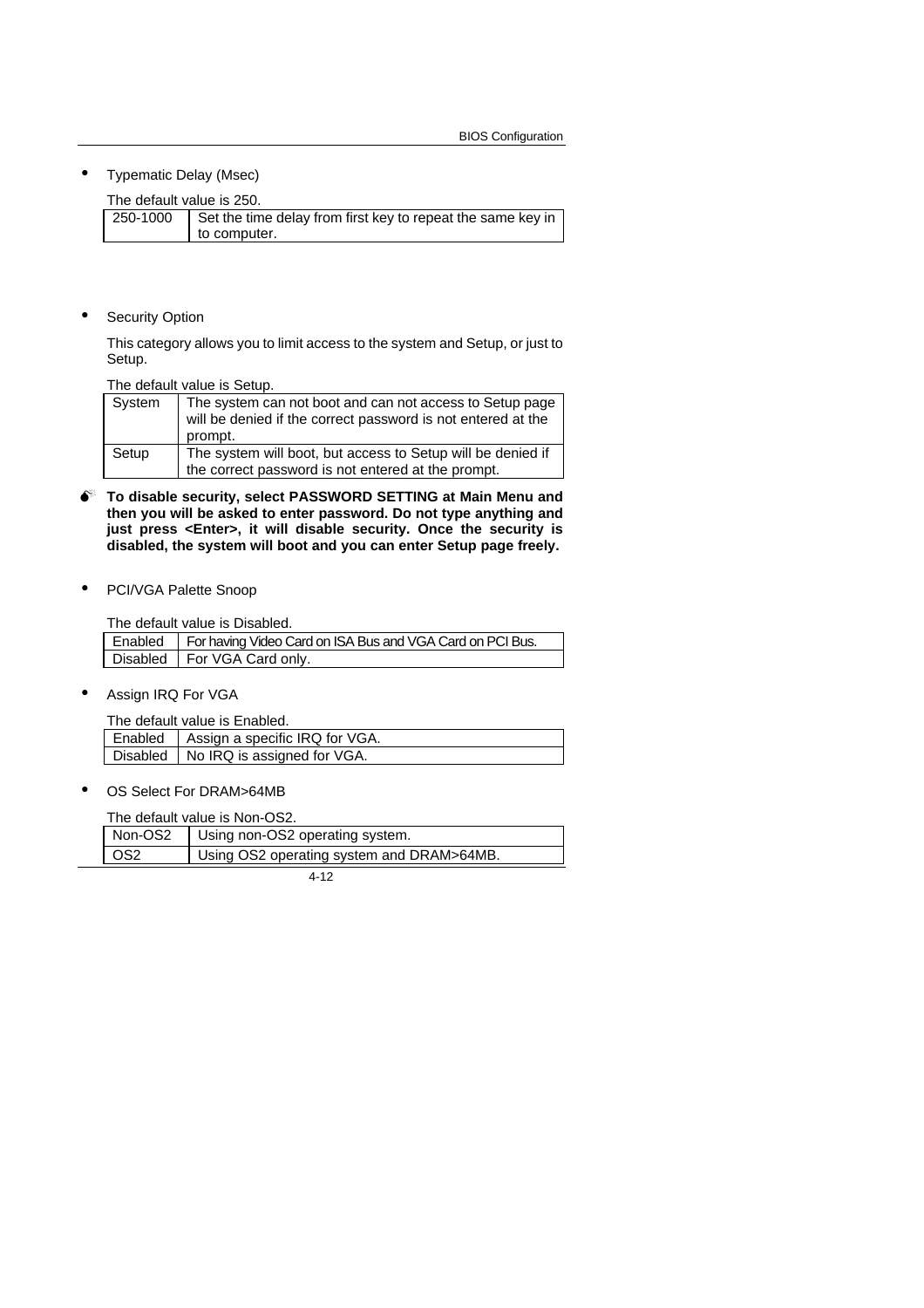- Typematic Delay (Msec)

  The default value is 250.

| 250-1000 | Set the time delay from first key to repeat the same key in to computer. |
|---|---|

- Security Option

  This category allows you to limit access to the system and Setup, or just to Setup.

  The default value is Setup.

| System | The system can not boot and can not access to Setup page will be denied if the correct password is not entered at the prompt. |
|---|---|
| Setup | The system will boot, but access to Setup will be denied if the correct password is not entered at the prompt. |

**To disable security, select PASSWORD SETTING at Main Menu and then you will be asked to enter password. Do not type anything and just press <Enter>, it will disable security. Once the security is disabled, the system will boot and you can enter Setup page freely.**

- PCI/VGA Palette Snoop

  The default value is Disabled.

| Enabled | For having Video Card on ISA Bus and VGA Card on PCI Bus. |
|---|---|
| Disabled | For VGA Card only. |

- Assign IRQ For VGA

  The default value is Enabled.

| Enabled | Assign a specific IRQ for VGA. |
|---|---|
| Disabled | No IRQ is assigned for VGA. |

- OS Select For DRAM>64MB

  The default value is Non-OS2.

| Non-OS2 | Using non-OS2 operating system. |
|---|---|
| OS2 | Using OS2 operating system and DRAM>64MB. |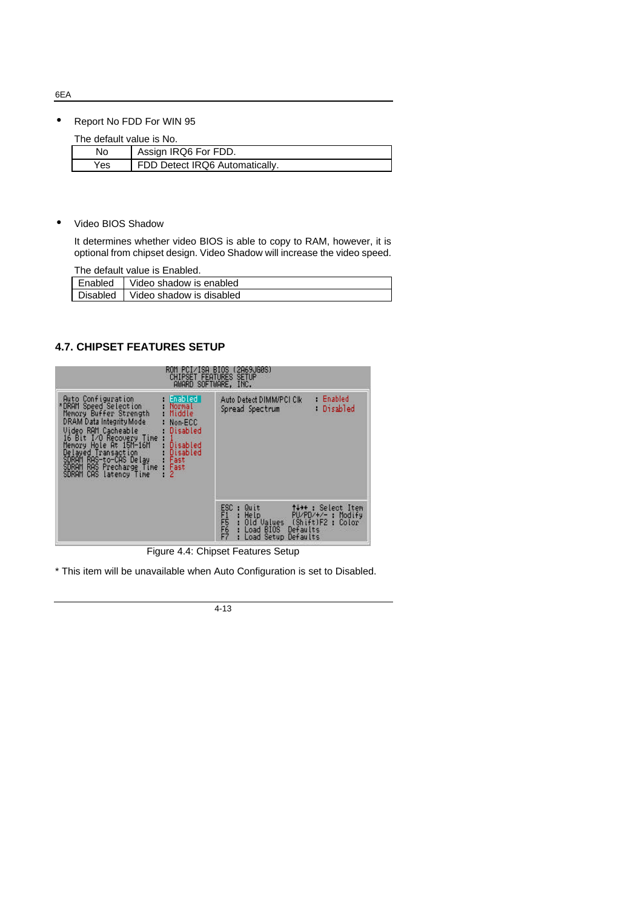- Report No FDD For WIN 95

  The default value is No.

| No | Assign IRQ6 For FDD. |
|---|---|
| Yes | FDD Detect IRQ6 Automatically. |

- Video BIOS Shadow

  It determines whether video BIOS is able to copy to RAM, however, it is optional from chipset design. Video Shadow will increase the video speed.

  The default value is Enabled.

| Enabled | Video shadow is enabled |
|---|---|
| Disabled | Video shadow is disabled |

## 4.7. CHIPSET FEATURES SETUP

```
ROM PCI/ISA BIOS (2A69JG0S)
CHIPSET FEATURES SETUP
AWARD SOFTWARE, INC.

Auto Configuration          : Enabled      Auto Detect DIMM/PCI Clk   : Enabled
*DRAM Speed Selection       : Normal       Spread Spectrum            : Disabled
Memory Buffer Strength      : Middle
DRAM Data Integrity Mode    : Non-ECC
Video RAM Cacheable         : Disabled
16 Bit I/O Recovery Time    : 1
Memory Hole At 15M-16M      : Disabled
Delayed Transaction         : Disabled
SDRAM RAS-to-CAS Delay      : Fast
SDRAM RAS Precharge Time    : Fast
SDRAM CAS latency Time      : 2
                                           ESC : Quit         ↑↓→← : Select Item
                                           F1  : Help         PU/PD/+/- : Modify
                                           F5  : Old Values   (Shift)F2 : Color
                                           F6  : Load BIOS  Defaults
                                           F7  : Load Setup Defaults
```

Figure 4.4: Chipset Features Setup

* This item will be unavailable when Auto Configuration is set to Disabled.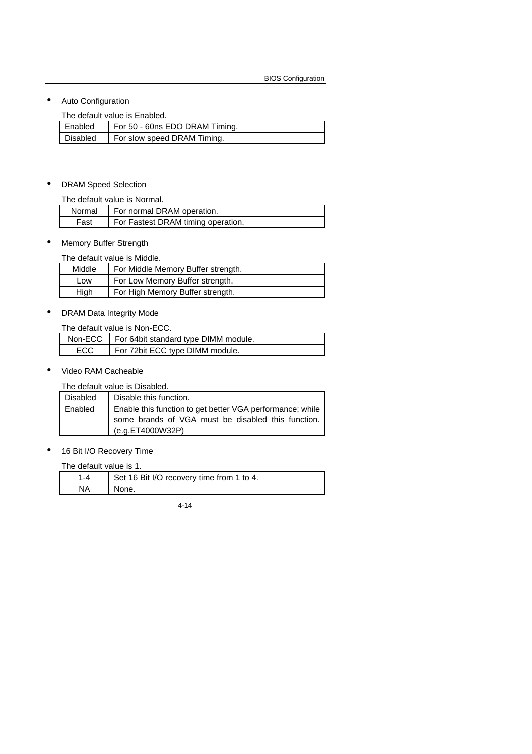- Auto Configuration

The default value is Enabled.

| Enabled | For 50 - 60ns EDO DRAM Timing. |
|---|---|
| Disabled | For slow speed DRAM Timing. |

- DRAM Speed Selection

The default value is Normal.

| Normal | For normal DRAM operation. |
|---|---|
| Fast | For Fastest DRAM timing operation. |

- Memory Buffer Strength

The default value is Middle.

| Middle | For Middle Memory Buffer strength. |
|---|---|
| Low | For Low Memory Buffer strength. |
| High | For High Memory Buffer strength. |

- DRAM Data Integrity Mode

The default value is Non-ECC.

| Non-ECC | For 64bit standard type DIMM module. |
|---|---|
| ECC | For 72bit ECC type DIMM module. |

- Video RAM Cacheable

The default value is Disabled.

| Disabled | Disable this function. |
|---|---|
| Enabled | Enable this function to get better VGA performance; while some brands of VGA must be disabled this function. (e.g.ET4000W32P) |

- 16 Bit I/O Recovery Time

The default value is 1.

| 1-4 | Set 16 Bit I/O recovery time from 1 to 4. |
|---|---|
| NA | None. |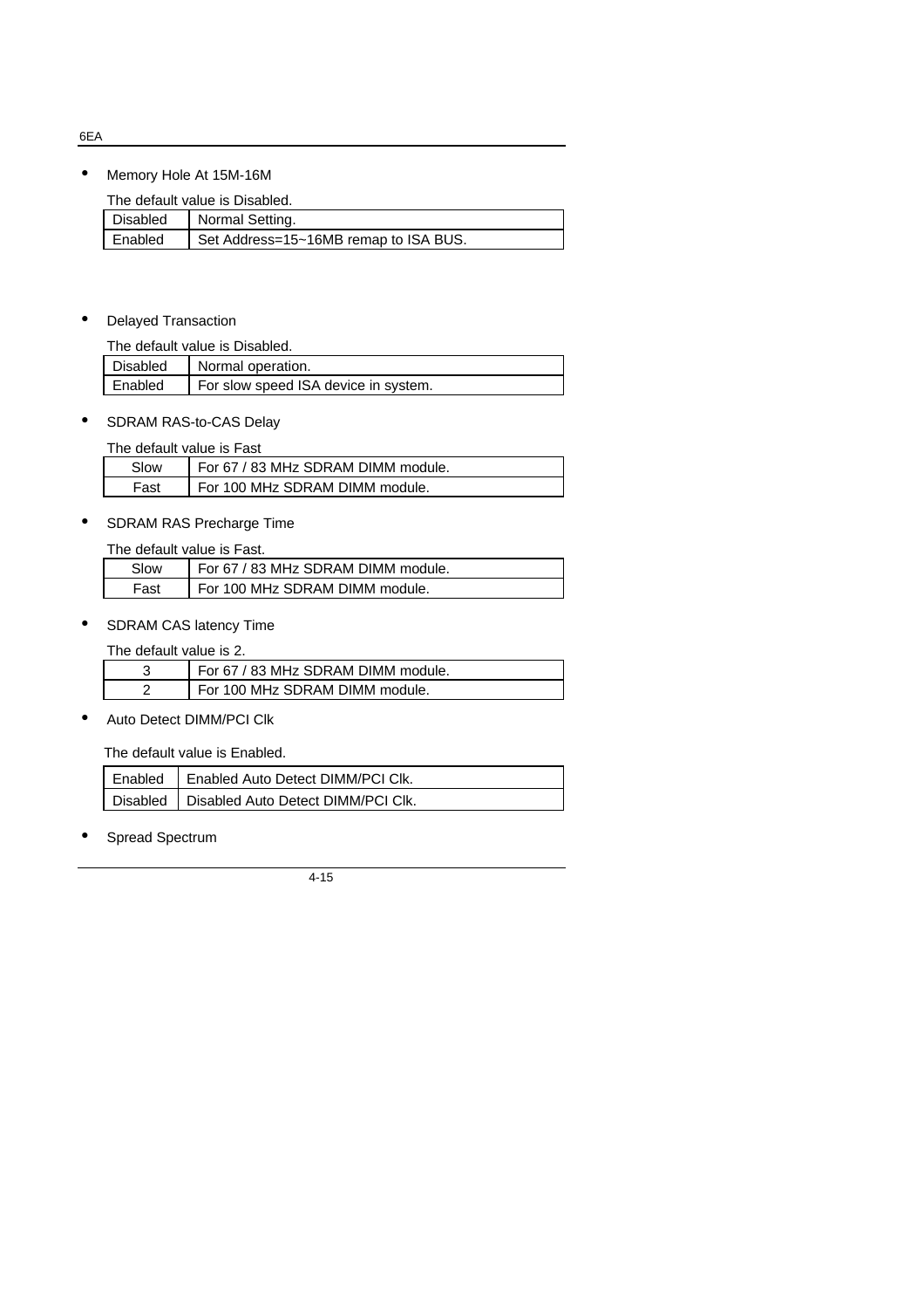- Memory Hole At 15M-16M

The default value is Disabled.

| Disabled | Normal Setting. |
|---|---|
| Enabled | Set Address=15~16MB remap to ISA BUS. |

- Delayed Transaction

The default value is Disabled.

| Disabled | Normal operation. |
|---|---|
| Enabled | For slow speed ISA device in system. |

- SDRAM RAS-to-CAS Delay

The default value is Fast

| Slow | For 67 / 83 MHz SDRAM DIMM module. |
|---|---|
| Fast | For 100 MHz SDRAM DIMM module. |

- SDRAM RAS Precharge Time

The default value is Fast.

| Slow | For 67 / 83 MHz SDRAM DIMM module. |
|---|---|
| Fast | For 100 MHz SDRAM DIMM module. |

- SDRAM CAS latency Time

The default value is 2.

| 3 | For 67 / 83 MHz SDRAM DIMM module. |
|---|---|
| 2 | For 100 MHz SDRAM DIMM module. |

- Auto Detect DIMM/PCI Clk

The default value is Enabled.

| Enabled | Enabled Auto Detect DIMM/PCI Clk. |
|---|---|
| Disabled | Disabled Auto Detect DIMM/PCI Clk. |

- Spread Spectrum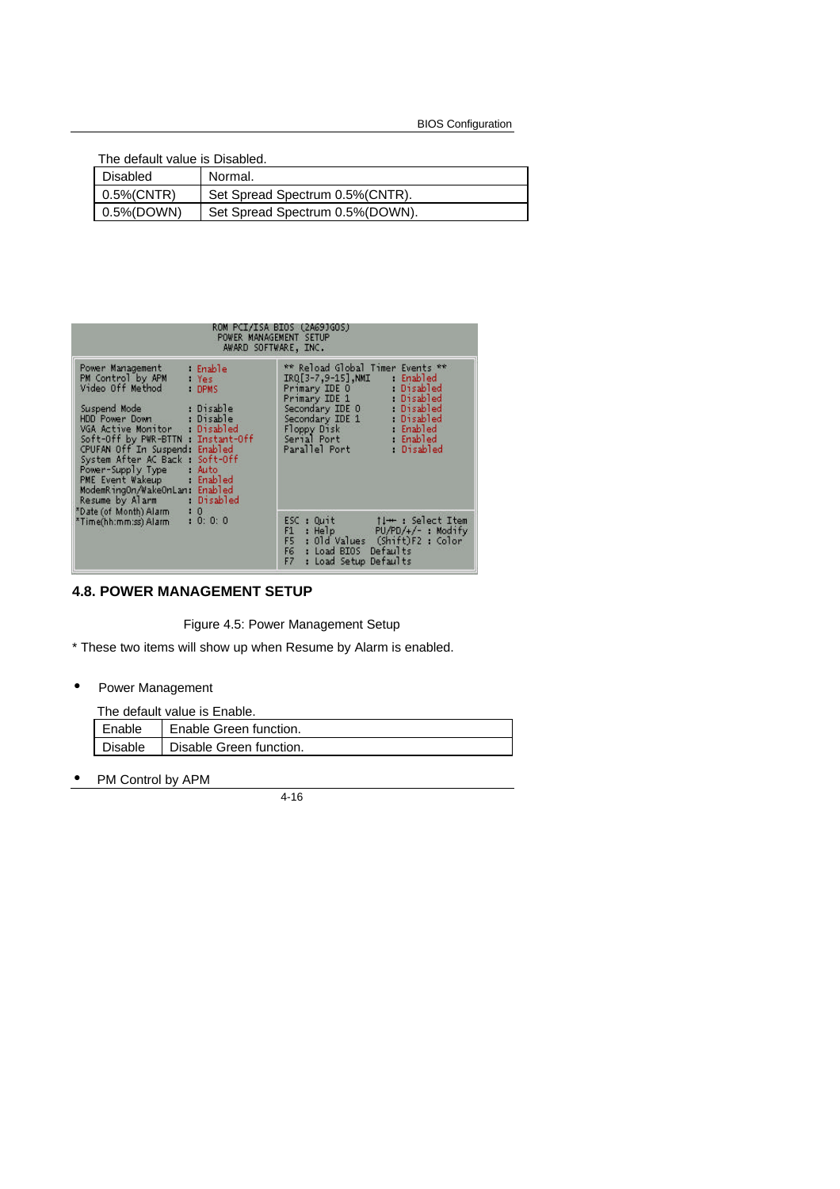The default value is Disabled.

| | |
|---|---|
| Disabled | Normal. |
| 0.5%(CNTR) | Set Spread Spectrum 0.5%(CNTR). |
| 0.5%(DOWN) | Set Spread Spectrum 0.5%(DOWN). |

```
ROM PCI/ISA BIOS (2A69JG0S)
POWER MANAGEMENT SETUP
AWARD SOFTWARE, INC.

Power Management          : Enable        ** Reload Global Timer Events **
PM Control by APM         : Yes           IRQ[3-7,9-15],NMI     : Enabled
Video Off Method          : DPMS          Primary IDE 0         : Disabled
                                          Primary IDE 1         : Disabled
Suspend Mode              : Disable       Secondary IDE 0       : Disabled
HDD Power Down            : Disable       Secondary IDE 1       : Disabled
VGA Active Monitor        : Disabled      Floppy Disk           : Enabled
Soft-Off by PWR-BTTN      : Instant-Off   Serial Port           : Enabled
CPUFAN Off In Suspend     : Enabled       Parallel Port         : Disabled
System After AC Back      : Soft-Off
Power-Supply Type         : Auto
PME Event Wakeup          : Enabled
ModemRingOn/WakeOnLan     : Enabled
Resume by Alarm           : Disabled
*Date (of Month) Alarm    : 0
*Time(hh:mm:ss) Alarm     : 0: 0: 0       ESC : Quit        ↑↓→← : Select Item
                                          F1  : Help        PU/PD/+/- : Modify
                                          F5  : Old Values  (Shift)F2 : Color
                                          F6  : Load BIOS  Defaults
                                          F7  : Load Setup Defaults
```

## 4.8. POWER MANAGEMENT SETUP

Figure 4.5: Power Management Setup

* These two items will show up when Resume by Alarm is enabled.

- Power Management

The default value is Enable.

| | |
|---|---|
| Enable | Enable Green function. |
| Disable | Disable Green function. |

- PM Control by APM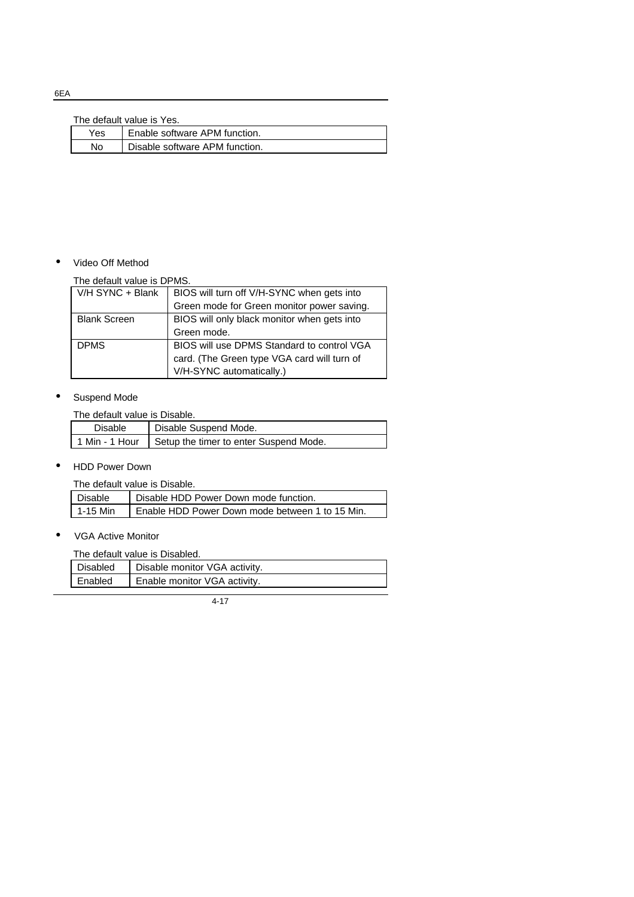The default value is Yes.

| | |
|---|---|
| Yes | Enable software APM function. |
| No | Disable software APM function. |

- Video Off Method

The default value is DPMS.

| | |
|---|---|
| V/H SYNC + Blank | BIOS will turn off V/H-SYNC when gets into Green mode for Green monitor power saving. |
| Blank Screen | BIOS will only black monitor when gets into Green mode. |
| DPMS | BIOS will use DPMS Standard to control VGA card. (The Green type VGA card will turn of V/H-SYNC automatically.) |

- Suspend Mode

The default value is Disable.

| | |
|---|---|
| Disable | Disable Suspend Mode. |
| 1 Min - 1 Hour | Setup the timer to enter Suspend Mode. |

- HDD Power Down

The default value is Disable.

| | |
|---|---|
| Disable | Disable HDD Power Down mode function. |
| 1-15 Min | Enable HDD Power Down mode between 1 to 15 Min. |

- VGA Active Monitor

The default value is Disabled.

| | |
|---|---|
| Disabled | Disable monitor VGA activity. |
| Enabled | Enable monitor VGA activity. |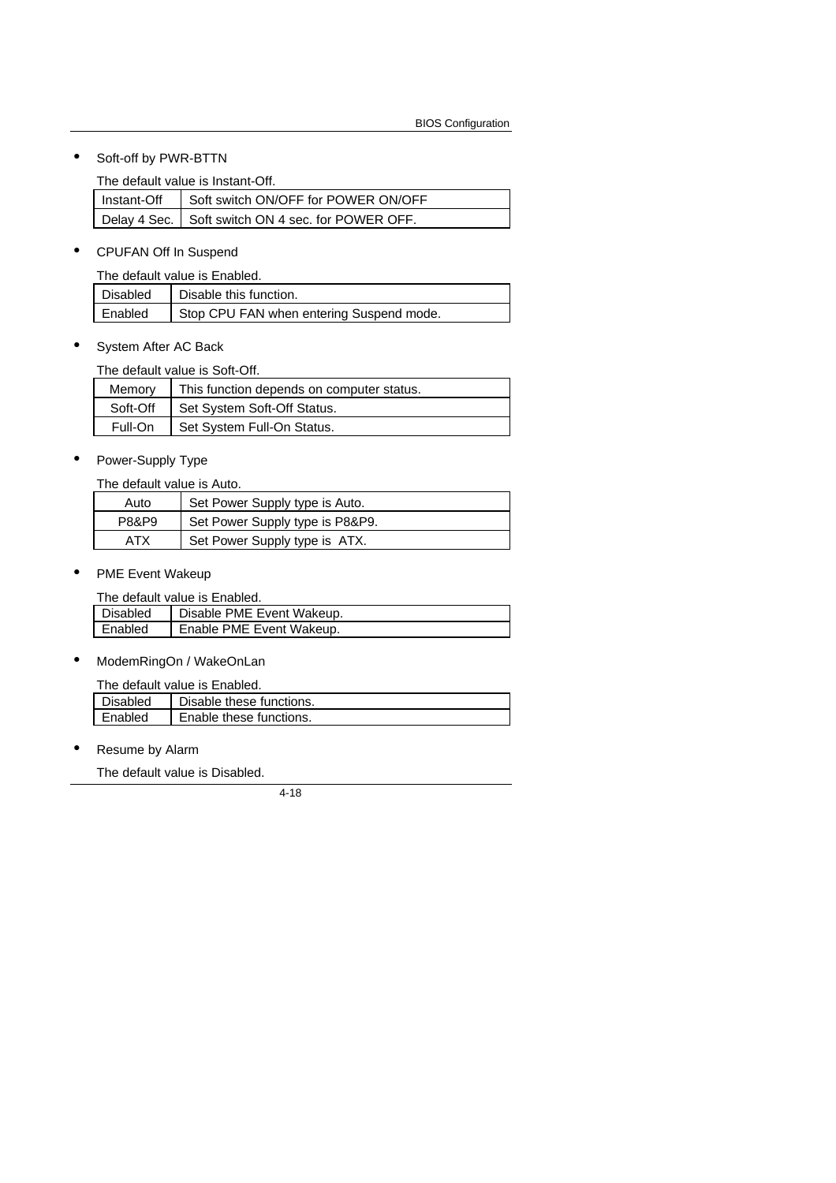- Soft-off by PWR-BTTN

  The default value is Instant-Off.

| Instant-Off | Soft switch ON/OFF for POWER ON/OFF |
|---|---|
| Delay 4 Sec. | Soft switch ON 4 sec. for POWER OFF. |

- CPUFAN Off In Suspend

  The default value is Enabled.

| Disabled | Disable this function. |
|---|---|
| Enabled | Stop CPU FAN when entering Suspend mode. |

- System After AC Back

  The default value is Soft-Off.

| Memory | This function depends on computer status. |
|---|---|
| Soft-Off | Set System Soft-Off Status. |
| Full-On | Set System Full-On Status. |

- Power-Supply Type

  The default value is Auto.

| Auto | Set Power Supply type is Auto. |
|---|---|
| P8&P9 | Set Power Supply type is P8&P9. |
| ATX | Set Power Supply type is ATX. |

- PME Event Wakeup

  The default value is Enabled.

| Disabled | Disable PME Event Wakeup. |
|---|---|
| Enabled | Enable PME Event Wakeup. |

- ModemRingOn / WakeOnLan

  The default value is Enabled.

| Disabled | Disable these functions. |
|---|---|
| Enabled | Enable these functions. |

- Resume by Alarm

  The default value is Disabled.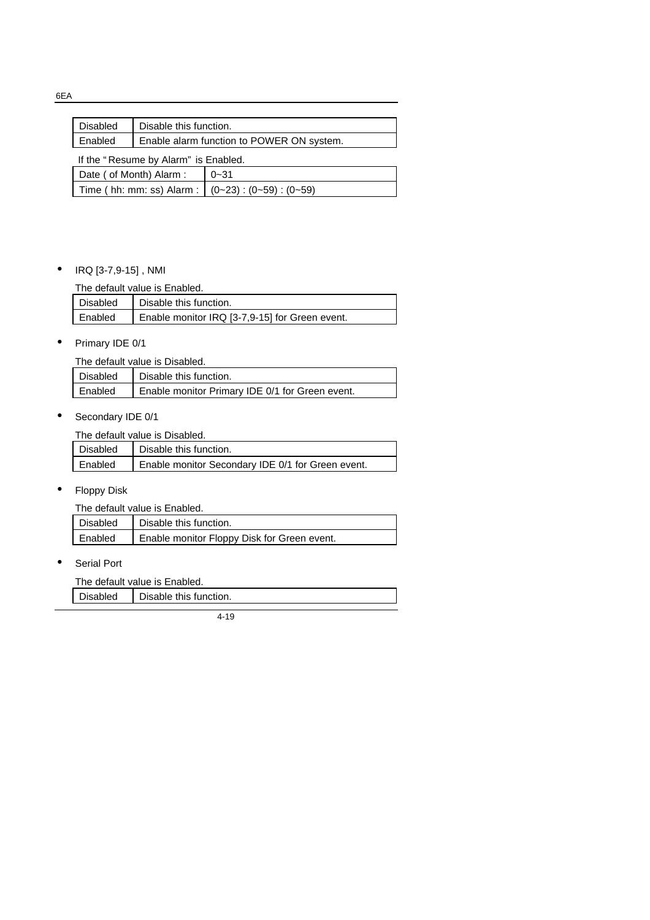| Disabled | Disable this function. |
|---|---|
| Enabled | Enable alarm function to POWER ON system. |

If the "Resume by Alarm" is Enabled.

| Date ( of Month) Alarm : | 0~31 |
|---|---|
| Time ( hh: mm: ss) Alarm : | (0~23) : (0~59) : (0~59) |

- IRQ [3-7,9-15] , NMI

The default value is Enabled.

| Disabled | Disable this function. |
|---|---|
| Enabled | Enable monitor IRQ [3-7,9-15] for Green event. |

- Primary IDE 0/1

The default value is Disabled.

| Disabled | Disable this function. |
|---|---|
| Enabled | Enable monitor Primary IDE 0/1 for Green event. |

- Secondary IDE 0/1

The default value is Disabled.

| Disabled | Disable this function. |
|---|---|
| Enabled | Enable monitor Secondary IDE 0/1 for Green event. |

- Floppy Disk

The default value is Enabled.

| Disabled | Disable this function. |
|---|---|
| Enabled | Enable monitor Floppy Disk for Green event. |

- Serial Port

The default value is Enabled.

| Disabled | Disable this function. |
|---|---|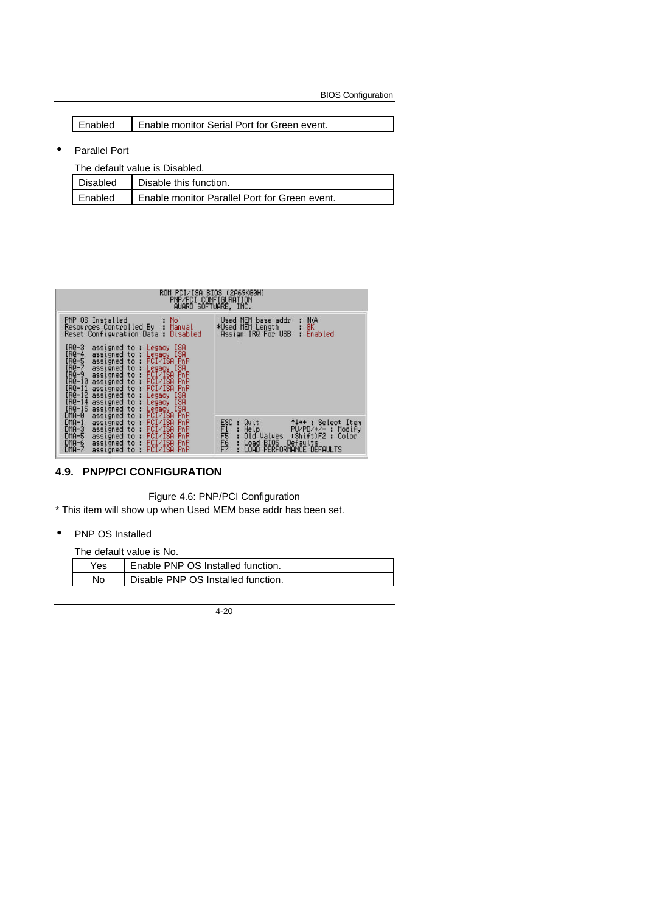| Enabled | Enable monitor Serial Port for Green event. |
|---|---|

- Parallel Port

The default value is Disabled.

| Disabled | Disable this function. |
|---|---|
| Enabled | Enable monitor Parallel Port for Green event. |

```
                    ROM PCI/ISA BIOS (2A69KG0H)
                       PNP/PCI CONFIGURATION
                        AWARD SOFTWARE, INC.

 PNP OS Installed            : No           Used MEM base addr   : N/A
 Resources Controlled By     : Manual      *Used MEM Length      : 8K
 Reset Configuration Data    : Disabled     Assign IRQ For USB   : Enabled

 IRQ-3  assigned to : Legacy ISA
 IRQ-4  assigned to : Legacy ISA
 IRQ-5  assigned to : PCI/ISA PnP
 IRQ-7  assigned to : Legacy ISA
 IRQ-9  assigned to : PCI/ISA PnP
 IRQ-10 assigned to : PCI/ISA PnP
 IRQ-11 assigned to : PCI/ISA PnP
 IRQ-12 assigned to : Legacy ISA
 IRQ-14 assigned to : Legacy ISA
 IRQ-15 assigned to : Legacy ISA
 DMA-0  assigned to : PCI/ISA PnP
 DMA-1  assigned to : PCI/ISA PnP       ESC : Quit        ↑↓→← : Select Item
 DMA-3  assigned to : PCI/ISA PnP       F1  : Help        PU/PD/+/- : Modify
 DMA-5  assigned to : PCI/ISA PnP       F5  : Old Values  (Shift)F2 : Color
 DMA-6  assigned to : PCI/ISA PnP       F6  : Load BIOS  Defaults
 DMA-7  assigned to : PCI/ISA PnP       F7  : LOAD PERFORMANCE DEFAULTS
```

## 4.9. PNP/PCI CONFIGURATION

Figure 4.6: PNP/PCI Configuration

* This item will show up when Used MEM base addr has been set.

- PNP OS Installed

The default value is No.

| Yes | Enable PNP OS Installed function. |
|---|---|
| No | Disable PNP OS Installed function. |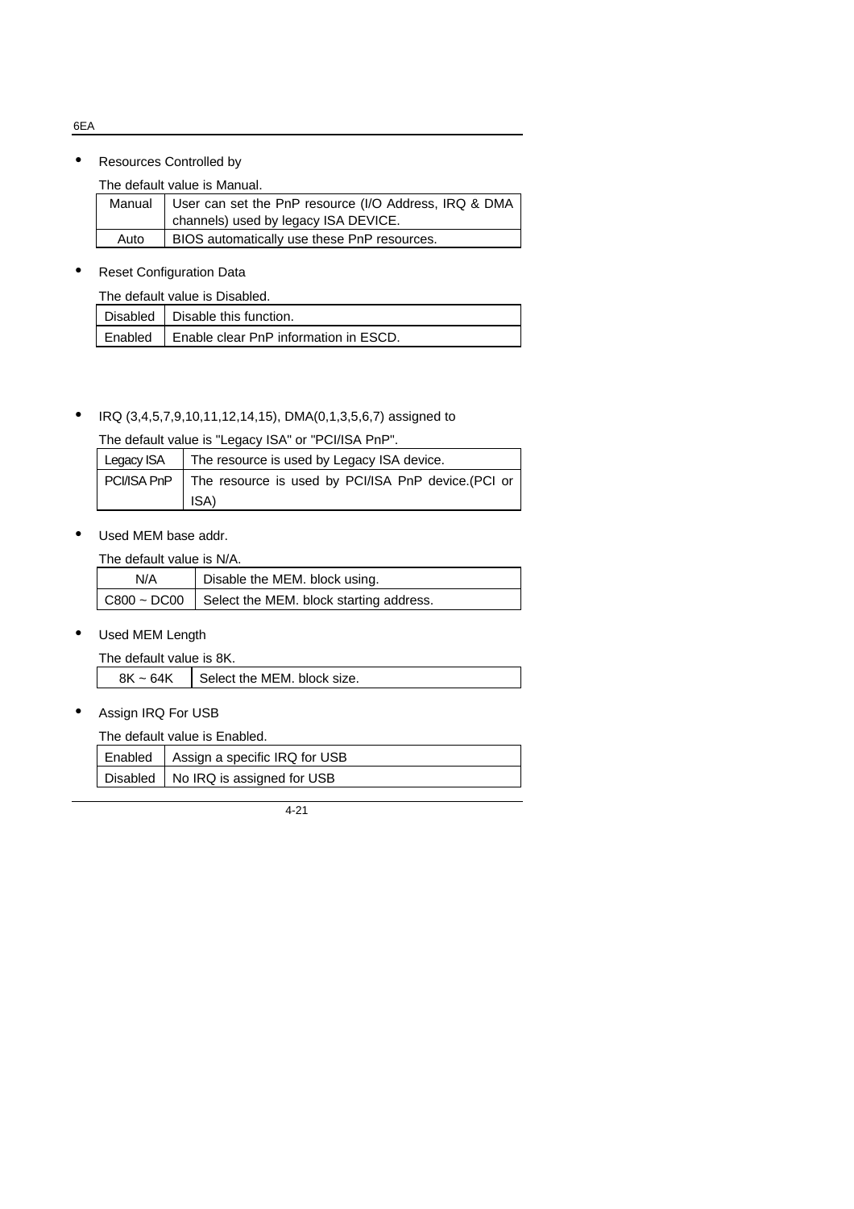- Resources Controlled by

  The default value is Manual.

| Manual | User can set the PnP resource (I/O Address, IRQ & DMA channels) used by legacy ISA DEVICE. |
|---|---|
| Auto | BIOS automatically use these PnP resources. |

- Reset Configuration Data

  The default value is Disabled.

| Disabled | Disable this function. |
|---|---|
| Enabled | Enable clear PnP information in ESCD. |

- IRQ (3,4,5,7,9,10,11,12,14,15), DMA(0,1,3,5,6,7) assigned to

  The default value is "Legacy ISA" or "PCI/ISA PnP".

| Legacy ISA | The resource is used by Legacy ISA device. |
|---|---|
| PCI/ISA PnP | The resource is used by PCI/ISA PnP device.(PCI or ISA) |

- Used MEM base addr.

  The default value is N/A.

| N/A | Disable the MEM. block using. |
|---|---|
| C800 ~ DC00 | Select the MEM. block starting address. |

- Used MEM Length

  The default value is 8K.

| 8K ~ 64K | Select the MEM. block size. |
|---|---|

- Assign IRQ For USB

  The default value is Enabled.

| Enabled | Assign a specific IRQ for USB |
|---|---|
| Disabled | No IRQ is assigned for USB |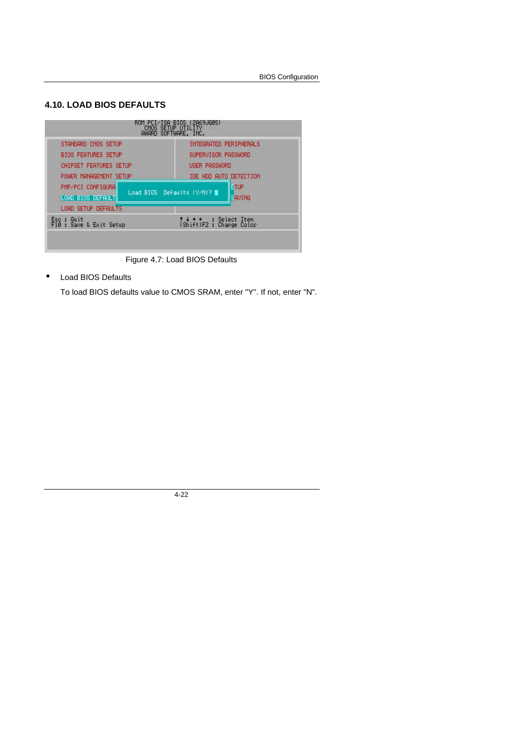## 4.10. LOAD BIOS DEFAULTS

```
                    ROM PCI/ISA BIOS (2A69JG0S)
                        CMOS SETUP UTILITY
                       AWARD SOFTWARE, INC.

  STANDARD CMOS SETUP                INTEGRATED PERIPHERALS
  BIOS FEATURES SETUP                SUPERVISOR PASSWORD
  CHIPSET FEATURES SETUP             USER PASSWORD
  POWER MANAGEMENT SETUP             IDE HDD AUTO DETECTION
  PNP/PCI CONFIGURA                  ETUP
                  Load BIOS  Defaults (Y/N)?
  LOAD BIOS DEFAULT                  SAVING
  LOAD SETUP DEFAULTS

  Esc : Quit                         ↑ ↓ → ←   : Select Item
  F10 : Save & Exit Setup            (Shift)F2 : Change Color
```

Figure 4.7: Load BIOS Defaults

- Load BIOS Defaults

  To load BIOS defaults value to CMOS SRAM, enter "Y". If not, enter "N".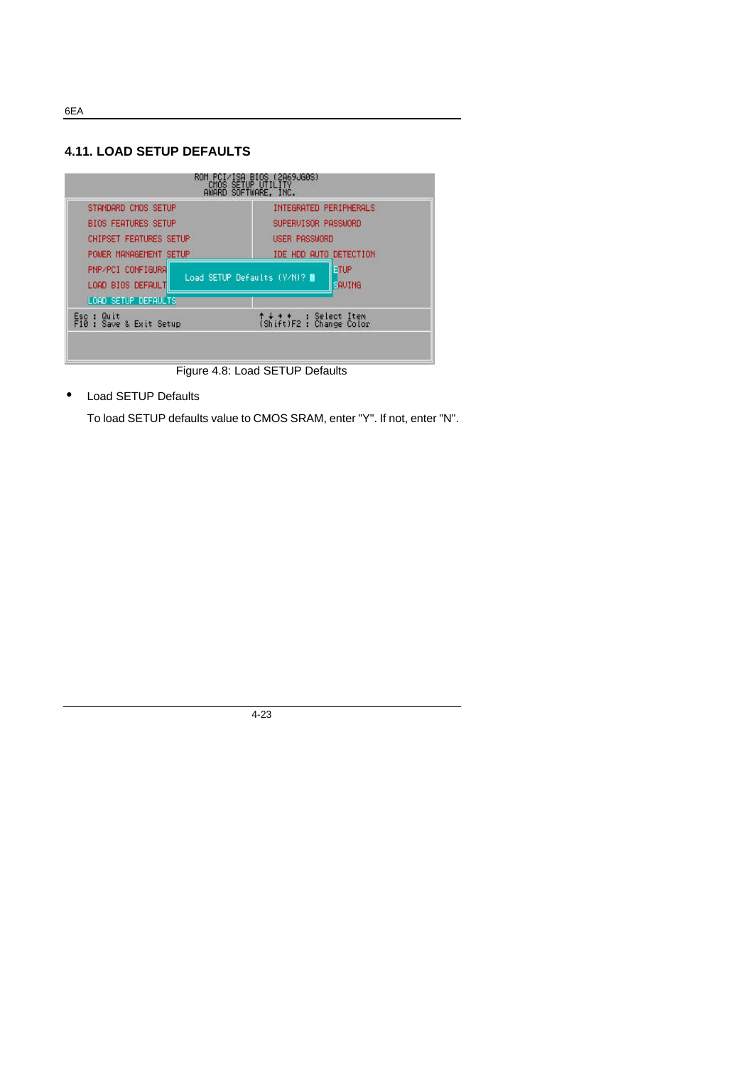## 4.11. LOAD SETUP DEFAULTS

```
                ROM PCI/ISA BIOS (2A69JG0S)
                    CMOS SETUP UTILITY
                   AWARD SOFTWARE, INC.

 STANDARD CMOS SETUP              INTEGRATED PERIPHERALS
 BIOS FEATURES SETUP              SUPERVISOR PASSWORD
 CHIPSET FEATURES SETUP           USER PASSWORD
 POWER MANAGEMENT SETUP           IDE HDD AUTO DETECTION
 PNP/PCI CONFIGURA                ETUP
 LOAD BIOS DEFAULT  Load SETUP Defaults (Y/N)?  SAVING
 LOAD SETUP DEFAULTS

 Esc : Quit                       ↑ ↓ → ←   : Select Item
 F10 : Save & Exit Setup          (Shift)F2 : Change Color
```

Figure 4.8: Load SETUP Defaults

- Load SETUP Defaults

  To load SETUP defaults value to CMOS SRAM, enter "Y". If not, enter "N".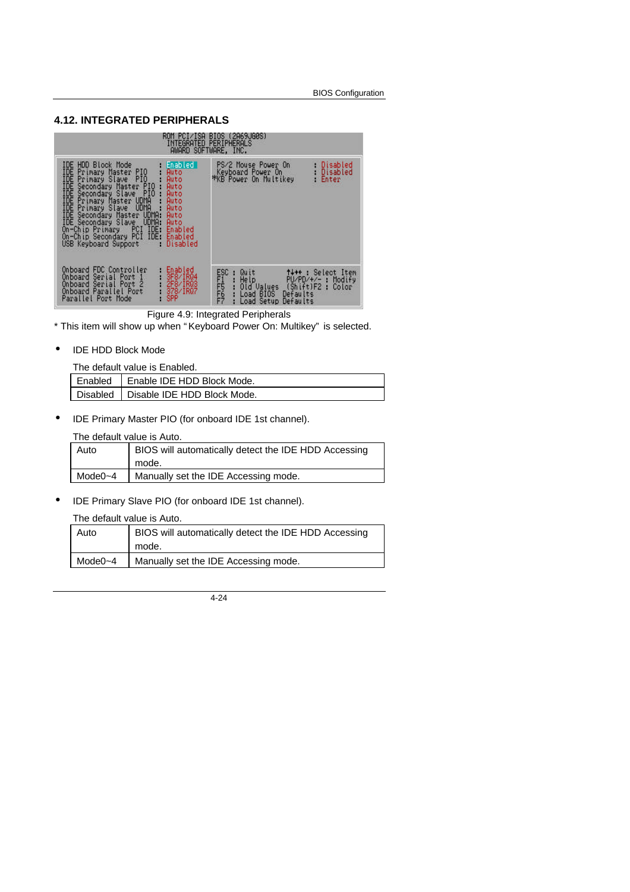## 4.12. INTEGRATED PERIPHERALS

```
ROM PCI/ISA BIOS (2A69JG0S)
INTEGRATED PERIPHERALS
AWARD SOFTWARE, INC.

IDE HDD Block Mode            : Enabled     PS/2 Mouse Power On       : Disabled
IDE Primary Master PIO        : Auto        Keyboard Power On         : Disabled
IDE Primary Slave  PIO        : Auto       *KB Power On Multikey      : Enter
IDE Secondary Master PIO      : Auto
IDE Secondary Slave  PIO      : Auto
IDE Primary Master UDMA       : Auto
IDE Primary Slave  UDMA       : Auto
IDE Secondary Master UDMA     : Auto
IDE Secondary Slave  UDMA     : Auto
On-Chip Primary   PCI IDE     : Enabled
On-Chip Secondary PCI IDE     : Enabled
USB Keyboard Support          : Disabled

Onboard FDC Controller        : Enabled     ESC : Quit        ↑↓→← : Select Item
Onboard Serial Port 1         : 3F8/IRQ4    F1  : Help        PU/PD/+/- : Modify
Onboard Serial Port 2         : 2F8/IRQ3    F5  : Old Values  (Shift)F2 : Color
Onboard Parallel Port         : 378/IRQ7    F6  : Load BIOS  Defaults
Parallel Port Mode            : SPP         F7  : Load Setup Defaults
```

Figure 4.9: Integrated Peripherals

* This item will show up when "Keyboard Power On: Multikey" is selected.

- IDE HDD Block Mode

The default value is Enabled.

| Enabled | Enable IDE HDD Block Mode. |
|---|---|
| Disabled | Disable IDE HDD Block Mode. |

- IDE Primary Master PIO (for onboard IDE 1st channel).

The default value is Auto.

| Auto | BIOS will automatically detect the IDE HDD Accessing mode. |
|---|---|
| Mode0~4 | Manually set the IDE Accessing mode. |

- IDE Primary Slave PIO (for onboard IDE 1st channel).

The default value is Auto.

| Auto | BIOS will automatically detect the IDE HDD Accessing mode. |
|---|---|
| Mode0~4 | Manually set the IDE Accessing mode. |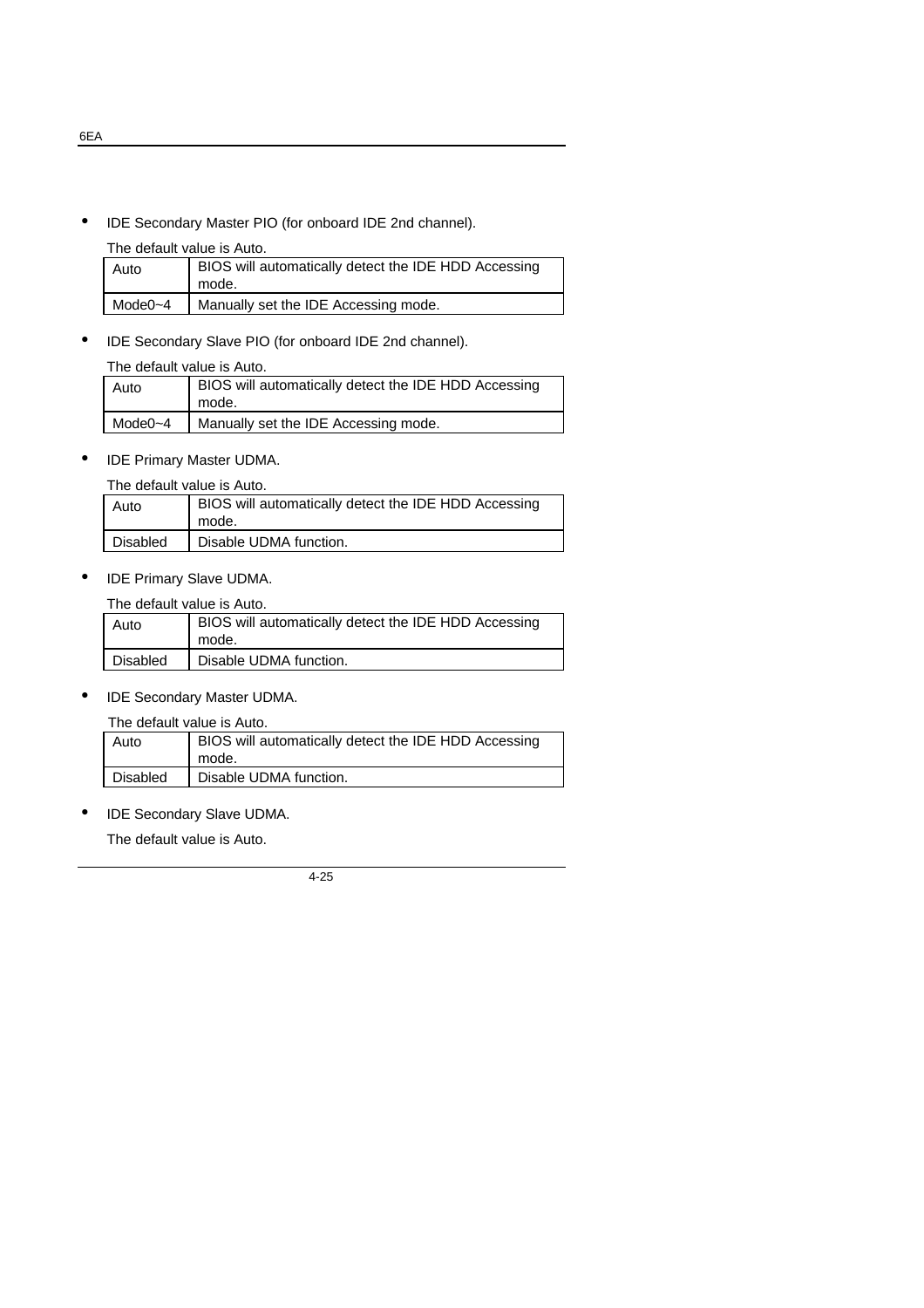- IDE Secondary Master PIO (for onboard IDE 2nd channel).

  The default value is Auto.

| Auto | BIOS will automatically detect the IDE HDD Accessing mode. |
|---|---|
| Mode0~4 | Manually set the IDE Accessing mode. |

- IDE Secondary Slave PIO (for onboard IDE 2nd channel).

  The default value is Auto.

| Auto | BIOS will automatically detect the IDE HDD Accessing mode. |
|---|---|
| Mode0~4 | Manually set the IDE Accessing mode. |

- IDE Primary Master UDMA.

  The default value is Auto.

| Auto | BIOS will automatically detect the IDE HDD Accessing mode. |
|---|---|
| Disabled | Disable UDMA function. |

- IDE Primary Slave UDMA.

  The default value is Auto.

| Auto | BIOS will automatically detect the IDE HDD Accessing mode. |
|---|---|
| Disabled | Disable UDMA function. |

- IDE Secondary Master UDMA.

  The default value is Auto.

| Auto | BIOS will automatically detect the IDE HDD Accessing mode. |
|---|---|
| Disabled | Disable UDMA function. |

- IDE Secondary Slave UDMA.

  The default value is Auto.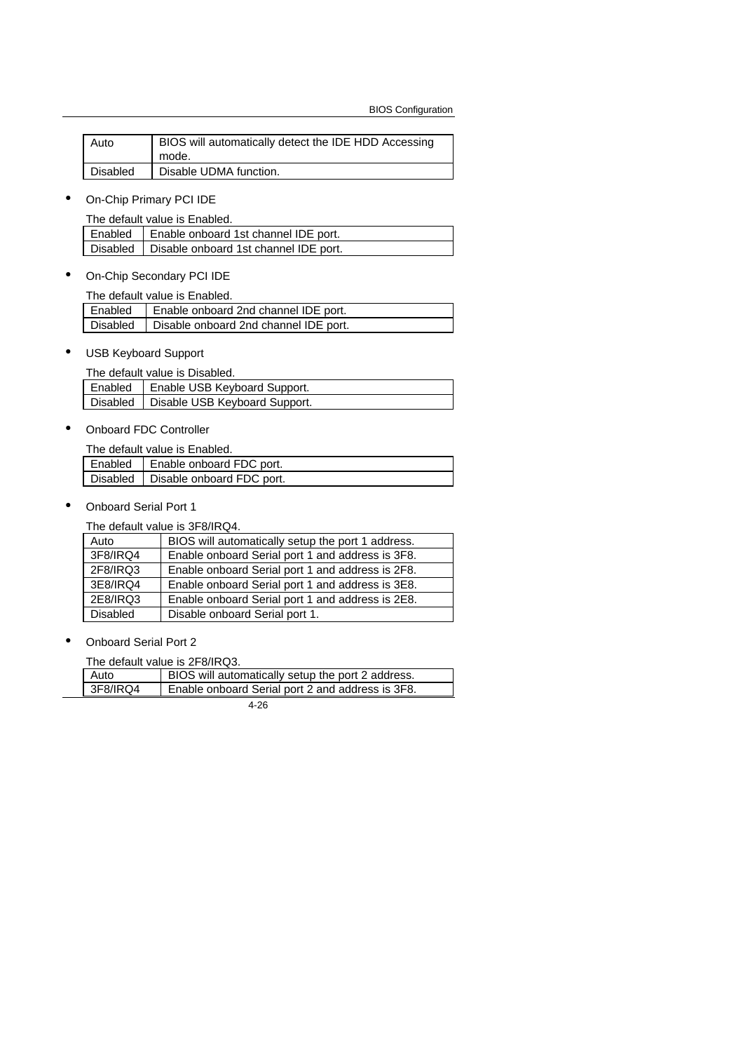| Auto | BIOS will automatically detect the IDE HDD Accessing mode. |
|---|---|
| Disabled | Disable UDMA function. |

- On-Chip Primary PCI IDE

The default value is Enabled.

| Enabled | Enable onboard 1st channel IDE port. |
|---|---|
| Disabled | Disable onboard 1st channel IDE port. |

- On-Chip Secondary PCI IDE

The default value is Enabled.

| Enabled | Enable onboard 2nd channel IDE port. |
|---|---|
| Disabled | Disable onboard 2nd channel IDE port. |

- USB Keyboard Support

The default value is Disabled.

| Enabled | Enable USB Keyboard Support. |
|---|---|
| Disabled | Disable USB Keyboard Support. |

- Onboard FDC Controller

The default value is Enabled.

| Enabled | Enable onboard FDC port. |
|---|---|
| Disabled | Disable onboard FDC port. |

- Onboard Serial Port 1

The default value is 3F8/IRQ4.

| Auto | BIOS will automatically setup the port 1 address. |
|---|---|
| 3F8/IRQ4 | Enable onboard Serial port 1 and address is 3F8. |
| 2F8/IRQ3 | Enable onboard Serial port 1 and address is 2F8. |
| 3E8/IRQ4 | Enable onboard Serial port 1 and address is 3E8. |
| 2E8/IRQ3 | Enable onboard Serial port 1 and address is 2E8. |
| Disabled | Disable onboard Serial port 1. |

- Onboard Serial Port 2

The default value is 2F8/IRQ3.

| Auto | BIOS will automatically setup the port 2 address. |
|---|---|
| 3F8/IRQ4 | Enable onboard Serial port 2 and address is 3F8. |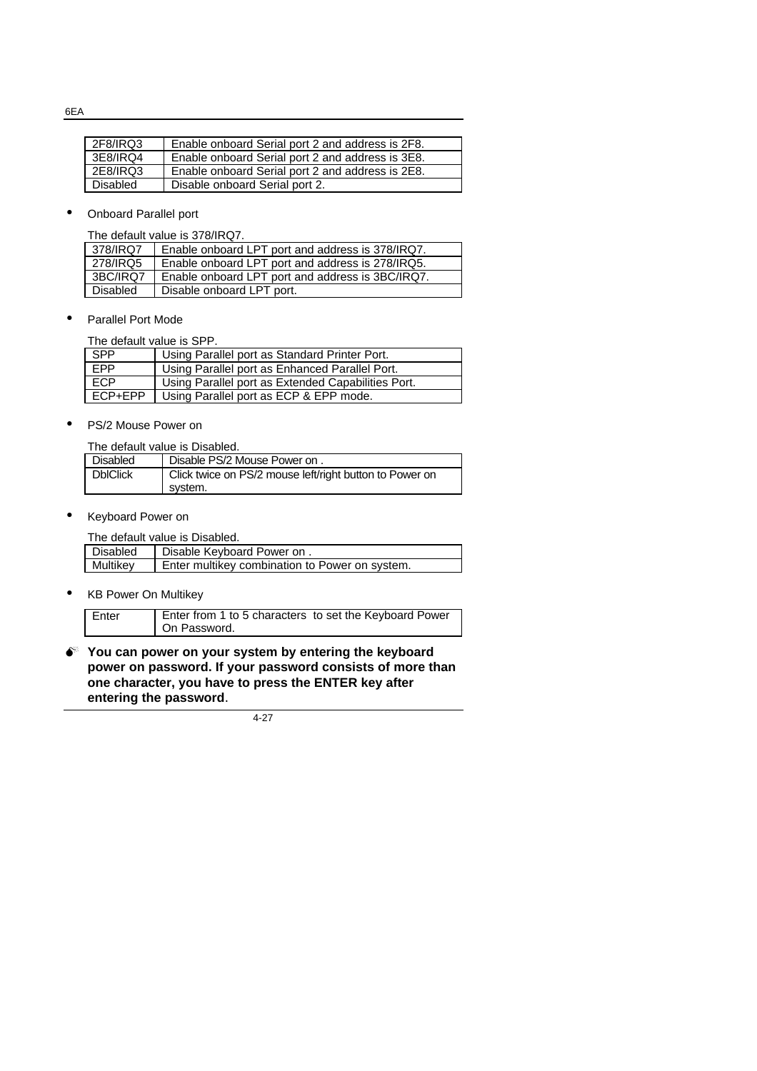| 2F8/IRQ3 | Enable onboard Serial port 2 and address is 2F8. |
|---|---|
| 3E8/IRQ4 | Enable onboard Serial port 2 and address is 3E8. |
| 2E8/IRQ3 | Enable onboard Serial port 2 and address is 2E8. |
| Disabled | Disable onboard Serial port 2. |

- Onboard Parallel port

The default value is 378/IRQ7.

| 378/IRQ7 | Enable onboard LPT port and address is 378/IRQ7. |
|---|---|
| 278/IRQ5 | Enable onboard LPT port and address is 278/IRQ5. |
| 3BC/IRQ7 | Enable onboard LPT port and address is 3BC/IRQ7. |
| Disabled | Disable onboard LPT port. |

- Parallel Port Mode

The default value is SPP.

| SPP | Using Parallel port as Standard Printer Port. |
|---|---|
| EPP | Using Parallel port as Enhanced Parallel Port. |
| ECP | Using Parallel port as Extended Capabilities Port. |
| ECP+EPP | Using Parallel port as ECP & EPP mode. |

- PS/2 Mouse Power on

The default value is Disabled.

| Disabled | Disable PS/2 Mouse Power on . |
|---|---|
| DblClick | Click twice on PS/2 mouse left/right button to Power on system. |

- Keyboard Power on

The default value is Disabled.

| Disabled | Disable Keyboard Power on . |
|---|---|
| Multikey | Enter multikey combination to Power on system. |

- KB Power On Multikey

| Enter | Enter from 1 to 5 characters to set the Keyboard Power On Password. |
|---|---|

**You can power on your system by entering the keyboard power on password. If your password consists of more than one character, you have to press the ENTER key after entering the password**.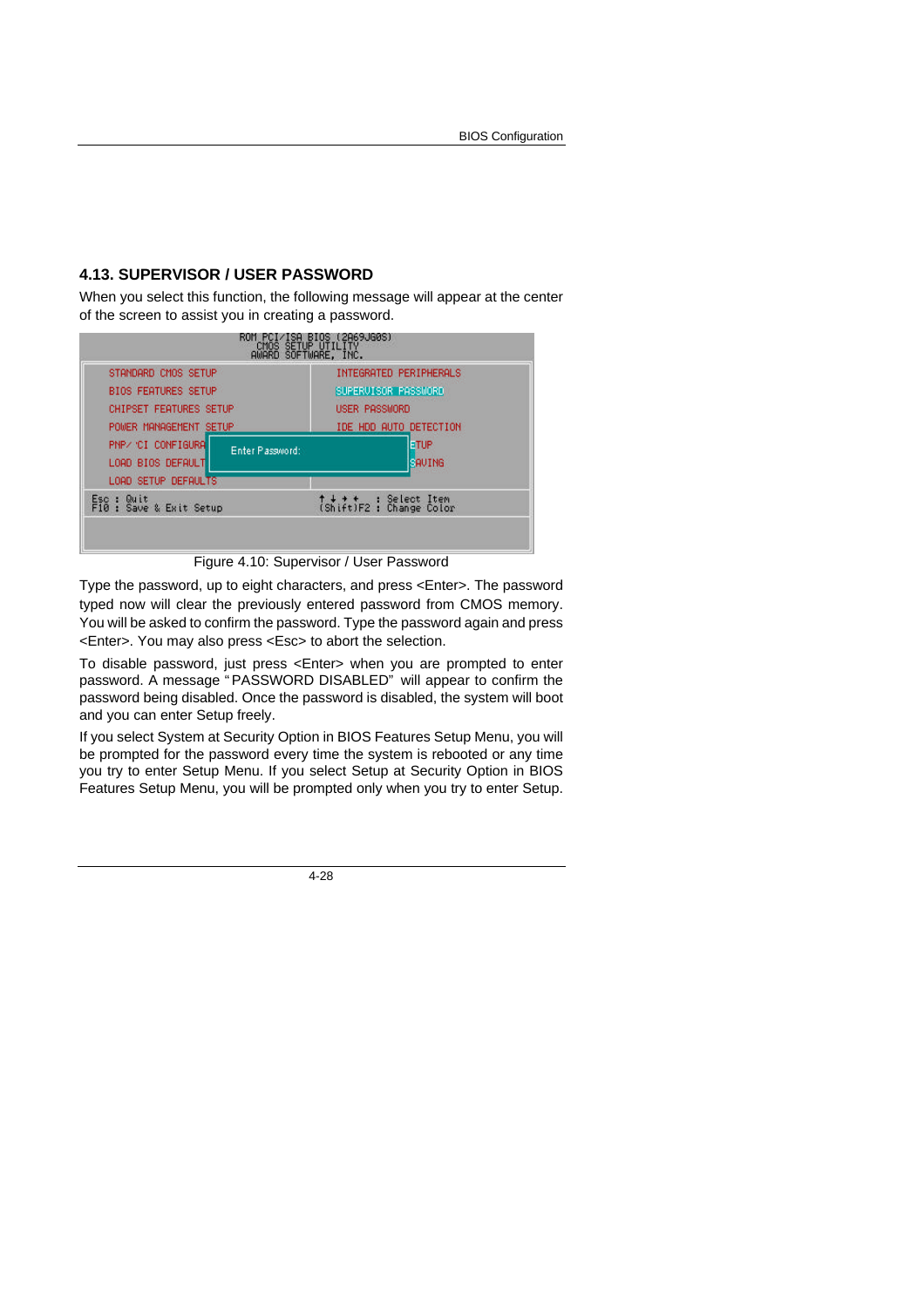## 4.13. SUPERVISOR / USER PASSWORD

When you select this function, the following message will appear at the center of the screen to assist you in creating a password.

```
ROM PCI/ISA BIOS (2A69JG0S)
CMOS SETUP UTILITY
AWARD SOFTWARE, INC.

STANDARD CMOS SETUP          INTEGRATED PERIPHERALS
BIOS FEATURES SETUP          SUPERVISOR PASSWORD
CHIPSET FEATURES SETUP       USER PASSWORD
POWER MANAGEMENT SETUP       IDE HDD AUTO DETECTION
PNP/ CI CONFIGURA  Enter Password:  ETUP
LOAD BIOS DEFAULT                   SAVING
LOAD SETUP DEFAULTS

Esc : Quit                   ↑ ↓ → ←   : Select Item
F10 : Save & Exit Setup      (Shift)F2 : Change Color
```

Figure 4.10: Supervisor / User Password

Type the password, up to eight characters, and press <Enter>. The password typed now will clear the previously entered password from CMOS memory. You will be asked to confirm the password. Type the password again and press <Enter>. You may also press <Esc> to abort the selection.

To disable password, just press <Enter> when you are prompted to enter password. A message "PASSWORD DISABLED" will appear to confirm the password being disabled. Once the password is disabled, the system will boot and you can enter Setup freely.

If you select System at Security Option in BIOS Features Setup Menu, you will be prompted for the password every time the system is rebooted or any time you try to enter Setup Menu. If you select Setup at Security Option in BIOS Features Setup Menu, you will be prompted only when you try to enter Setup.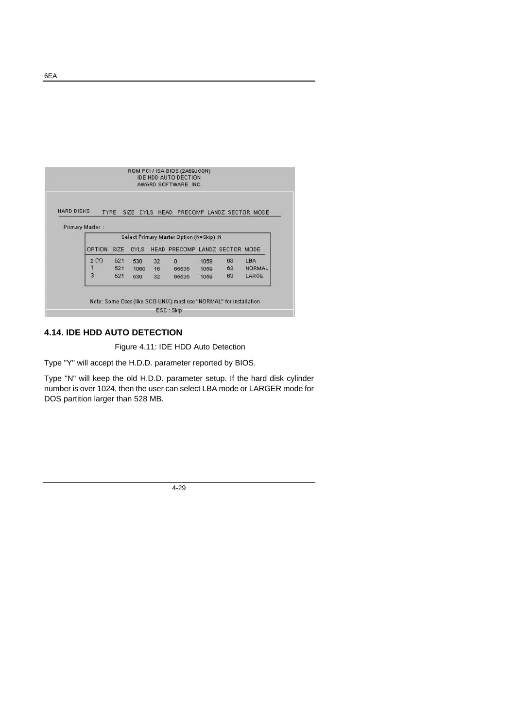```
ROM PCI / ISA BIOS (2A69JG0N)
IDE HDD AUTO DECTION
AWARD SOFTWARE. INC.

HARD DISKS    TYPE  SIZE  CYLS  HEAD  PRECOMP  LANDZ  SECTOR  MODE

Primary Master :
            Select Primary Master Option (N=Skip) :N

            OPTION  SIZE  CYLS  HEAD  PRECOMP  LANDZ  SECTOR  MODE
            2 (Y)   521   530   32    0        1059   63      LBA
            1       521   1060  16    65535    1059   63      NORMAL
            3       521   530   32    65535    1059   63      LARGE

Note: Some Oses (like SCO-UNIX) must use "NORMAL" for installation
                            ESC : Skip
```

## 4.14. IDE HDD AUTO DETECTION

Figure 4.11: IDE HDD Auto Detection

Type "Y" will accept the H.D.D. parameter reported by BIOS.

Type "N" will keep the old H.D.D. parameter setup. If the hard disk cylinder number is over 1024, then the user can select LBA mode or LARGER mode for DOS partition larger than 528 MB.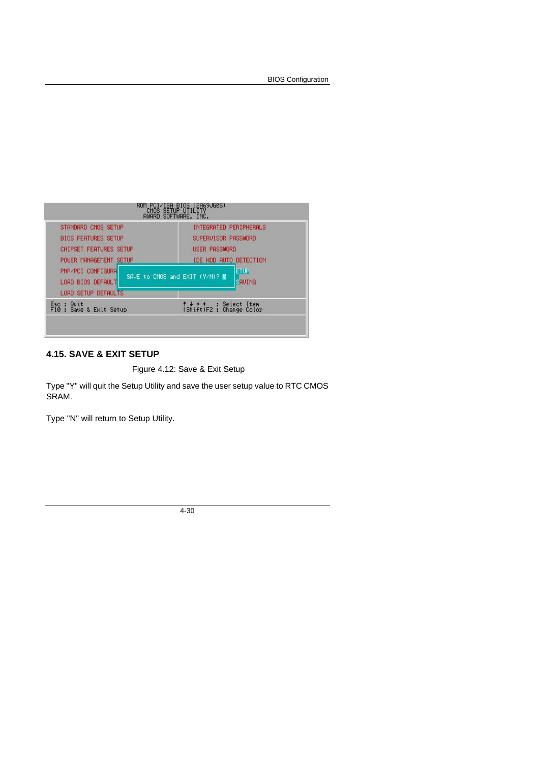```
ROM PCI/ISA BIOS (2A69JG0S)
CMOS SETUP UTILITY
AWARD SOFTWARE, INC.

STANDARD CMOS SETUP          INTEGRATED PERIPHERALS
BIOS FEATURES SETUP          SUPERVISOR PASSWORD
CHIPSET FEATURES SETUP       USER PASSWORD
POWER MANAGEMENT SETUP       IDE HDD AUTO DETECTION
PNP/PCI CONFIGURA            ETUP
LOAD BIOS DEFAULT  SAVE to CMOS and EXIT (Y/N)? N  SAVING
LOAD SETUP DEFAULTS

Esc : Quit                   ↑ ↓ → ←   : Select Item
F10 : Save & Exit Setup      (Shift)F2 : Change Color
```

## 4.15. SAVE & EXIT SETUP

Figure 4.12: Save & Exit Setup

Type "Y" will quit the Setup Utility and save the user setup value to RTC CMOS SRAM.

Type "N" will return to Setup Utility.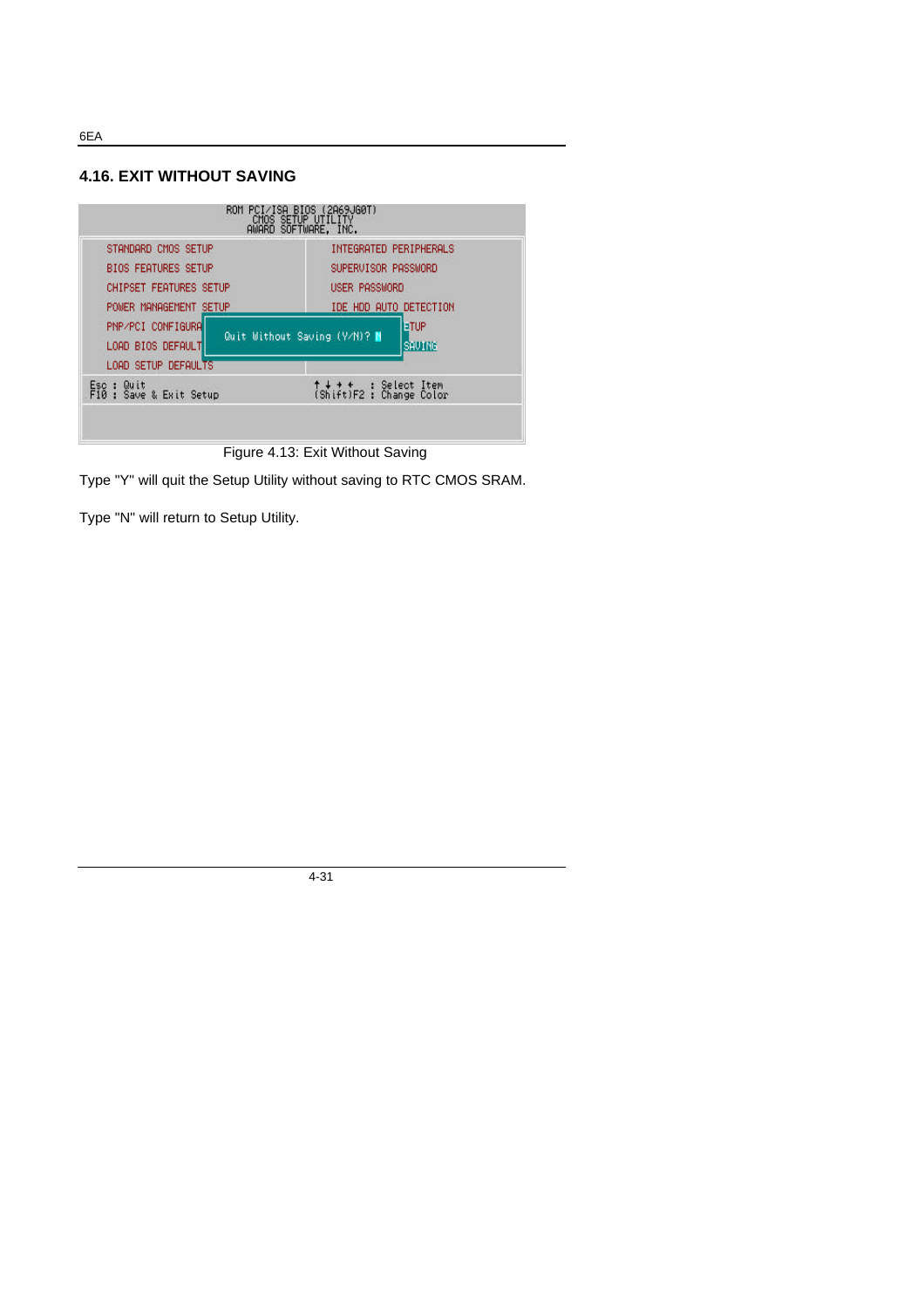## 4.16. EXIT WITHOUT SAVING

```
ROM PCI/ISA BIOS (2A69JG0T)
CMOS SETUP UTILITY
AWARD SOFTWARE, INC.

STANDARD CMOS SETUP            INTEGRATED PERIPHERALS
BIOS FEATURES SETUP            SUPERVISOR PASSWORD
CHIPSET FEATURES SETUP         USER PASSWORD
POWER MANAGEMENT SETUP         IDE HDD AUTO DETECTION
PNP/PCI CONFIGURA                                 ETUP
                  Quit Without Saving (Y/N)? N
LOAD BIOS DEFAULT                                 SAVING
LOAD SETUP DEFAULTS

Esc : Quit                     ↑ ↓ → ←   : Select Item
F10 : Save & Exit Setup        (Shift)F2 : Change Color
```

Figure 4.13: Exit Without Saving

Type "Y" will quit the Setup Utility without saving to RTC CMOS SRAM.

Type "N" will return to Setup Utility.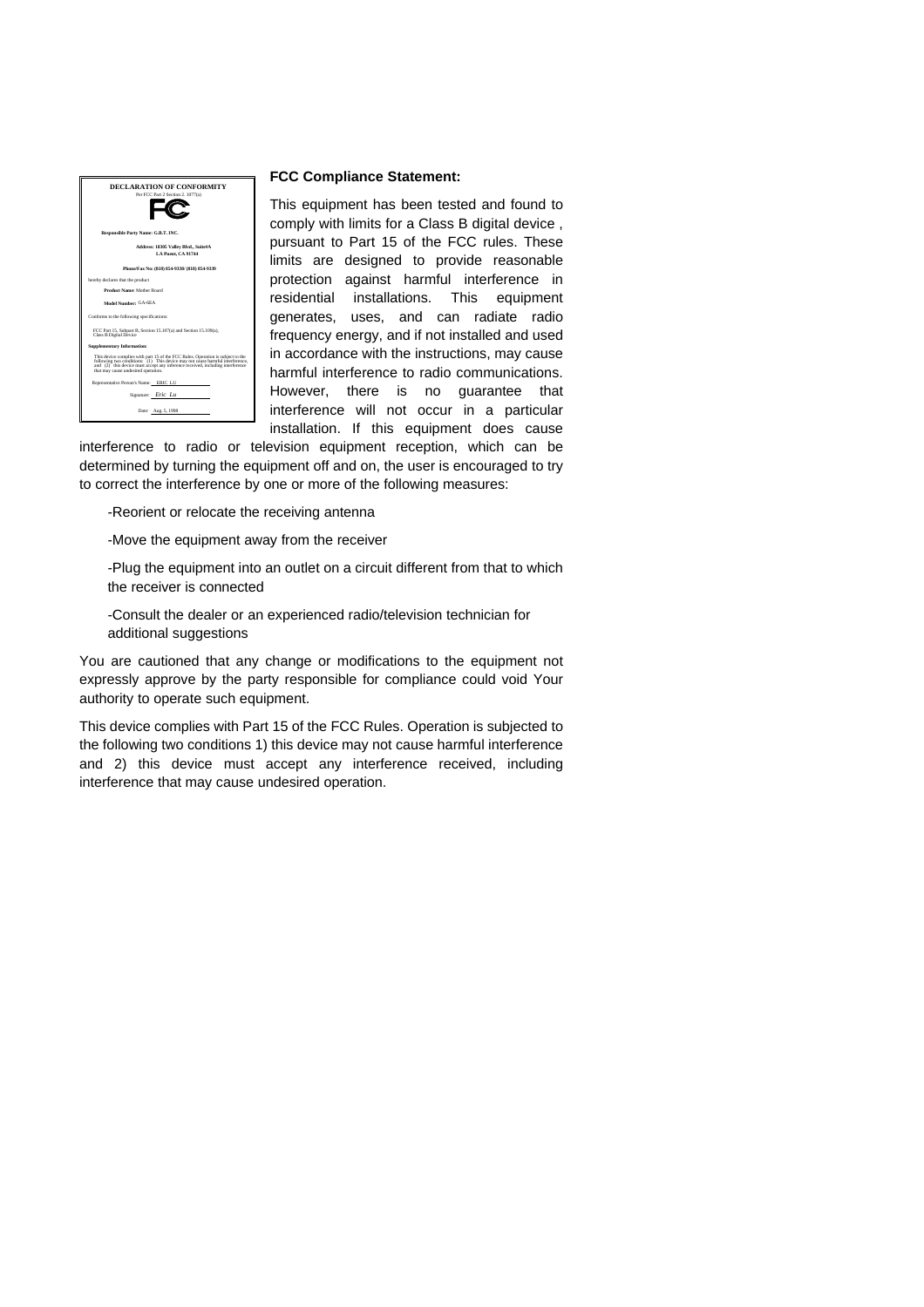**DECLARATION OF CONFORMITY**

Per FCC Part 2 Section 2. 1077(a)

**Responsible Party Name: G.B.T. INC.**

**Address: 18305 Valley Blvd., Suite#A**
**LA Puent, CA 91744**

**Phone/Fax No: (818) 854-9338/ (818) 854-9339**

hereby declares that the product

**Product Name:** Mother Board

**Model Number:** GA-6EA

Conforms to the following specifications:

FCC Part 15, Subpart B, Section 15.107(a) and Section 15.109(a), Class B Digital Device

**Supplementary Information:**

This device complies with part 15 of the FCC Rules. Operation is subject to the following two conditions: (1) This device may not cause harmful interference, and (2) this device must accept any inference received, including interference that may cause undesired operation.

Representative Person's Name: ERIC LU

Signature: *Eric Lu*

Date: Aug. 5, 1998

**FCC Compliance Statement:**

This equipment has been tested and found to comply with limits for a Class B digital device , pursuant to Part 15 of the FCC rules. These limits are designed to provide reasonable protection against harmful interference in residential installations. This equipment generates, uses, and can radiate radio frequency energy, and if not installed and used in accordance with the instructions, may cause harmful interference to radio communications. However, there is no guarantee that interference will not occur in a particular installation. If this equipment does cause interference to radio or television equipment reception, which can be determined by turning the equipment off and on, the user is encouraged to try to correct the interference by one or more of the following measures:

-Reorient or relocate the receiving antenna

-Move the equipment away from the receiver

-Plug the equipment into an outlet on a circuit different from that to which the receiver is connected

-Consult the dealer or an experienced radio/television technician for additional suggestions

You are cautioned that any change or modifications to the equipment not expressly approve by the party responsible for compliance could void Your authority to operate such equipment.

This device complies with Part 15 of the FCC Rules. Operation is subjected to the following two conditions 1) this device may not cause harmful interference and 2) this device must accept any interference received, including interference that may cause undesired operation.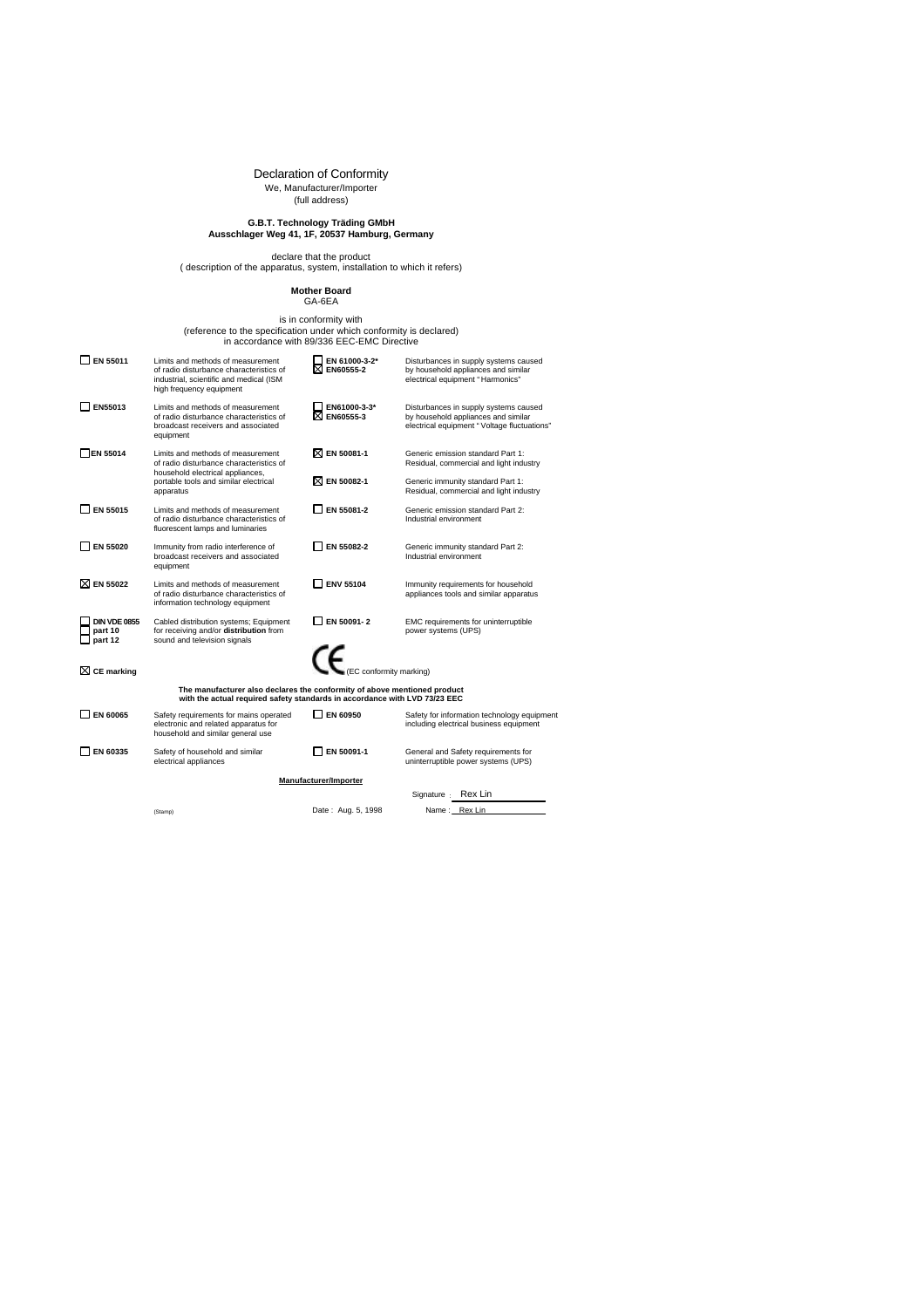# Declaration of Conformity

We, Manufacturer/Importer
(full address)

**G.B.T. Technology Träding GMbH**
**Ausschlager Weg 41, 1F, 20537 Hamburg, Germany**

declare that the product
( description of the apparatus, system, installation to which it refers)

**Mother Board**
GA-6EA

is in conformity with
(reference to the specification under which conformity is declared)
in accordance with 89/336 EEC-EMC Directive

| | | | |
|---|---|---|---|
| ☐ **EN 55011** | Limits and methods of measurement of radio disturbance characteristics of industrial, scientific and medical (ISM high frequency equipment | ☐ **EN 61000-3-2*** ☒ **EN60555-2** | Disturbances in supply systems caused by household appliances and similar electrical equipment "Harmonics" |
| ☐ **EN55013** | Limits and methods of measurement of radio disturbance characteristics of broadcast receivers and associated equipment | ☐ **EN61000-3-3*** ☒ **EN60555-3** | Disturbances in supply systems caused by household appliances and similar electrical equipment " Voltage fluctuations" |
| ☐ **EN 55014** | Limits and methods of measurement of radio disturbance characteristics of household electrical appliances, portable tools and similar electrical apparatus | ☒ **EN 50081-1** ☒ **EN 50082-1** | Generic emission standard Part 1: Residual, commercial and light industry; Generic immunity standard Part 1: Residual, commercial and light industry |
| ☐ **EN 55015** | Limits and methods of measurement of radio disturbance characteristics of fluorescent lamps and luminaries | ☐ **EN 55081-2** | Generic emission standard Part 2: Industrial environment |
| ☐ **EN 55020** | Immunity from radio interference of broadcast receivers and associated equipment | ☐ **EN 55082-2** | Generic immunity standard Part 2: Industrial environment |
| ☒ **EN 55022** | Limits and methods of measurement of radio disturbance characteristics of information technology equipment | ☐ **ENV 55104** | Immunity requirements for household appliances tools and similar apparatus |
| ☐ **DIN VDE 0855** ☐ **part 10** ☐ **part 12** | Cabled distribution systems; Equipment for receiving and/or **distribution** from sound and television signals | ☐ **EN 50091- 2** | EMC requirements for uninterruptible power systems (UPS) |

☒ **CE marking** CE (EC conformity marking)

**The manufacturer also declares the conformity of above mentioned product with the actual required safety standards in accordance with LVD 73/23 EEC**

| | | | |
|---|---|---|---|
| ☐ **EN 60065** | Safety requirements for mains operated electronic and related apparatus for household and similar general use | ☐ **EN 60950** | Safety for information technology equipment including electrical business equipment |
| ☐ **EN 60335** | Safety of household and similar electrical appliances | ☐ **EN 50091-1** | General and Safety requirements for uninterruptible power systems (UPS) |

**Manufacturer/Importer**

Signature : Rex Lin

(Stamp) Date : Aug. 5, 1998 Name : Rex Lin